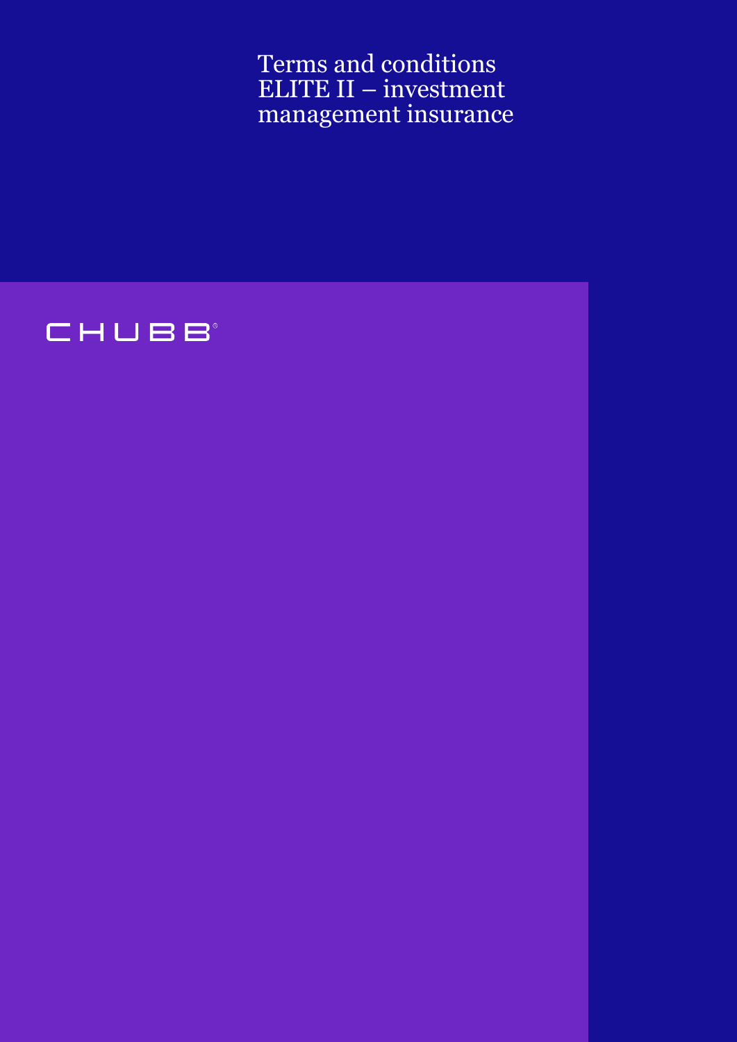# Terms and conditions ELITE II – investment management insurance

CHUBB®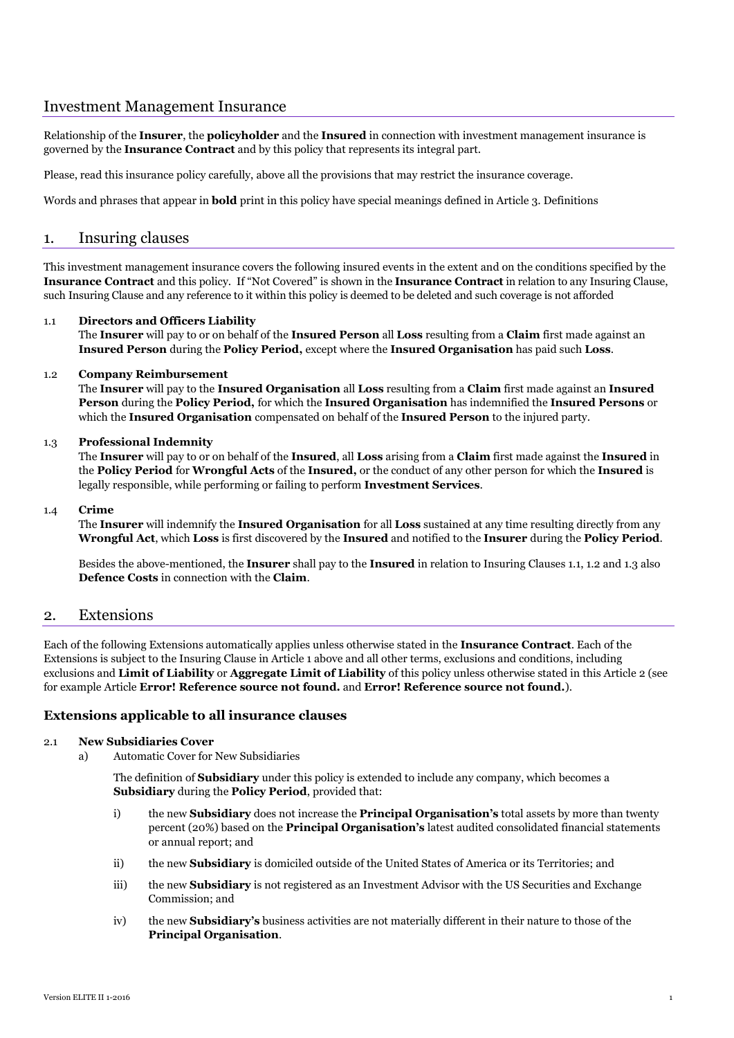## Investment Management Insurance

Relationship of the **Insurer**, the **policyholder** and the **Insured** in connection with investment management insurance is governed by the **Insurance Contract** and by this policy that represents its integral part.

Please, read this insurance policy carefully, above all the provisions that may restrict the insurance coverage.

Words and phrases that appear in **bold** print in this policy have special meanings defined in Article 3. Definitions

## 1. Insuring clauses

This investment management insurance covers the following insured events in the extent and on the conditions specified by the **Insurance Contract** and this policy. If "Not Covered" is shown in the **Insurance Contract** in relation to any Insuring Clause, such Insuring Clause and any reference to it within this policy is deemed to be deleted and such coverage is not afforded

1.1 **Directors and Officers Liability**
The **Insurer** will pay to or on behalf of the **Insured Person** all **Loss** resulting from a **Claim** first made against an **Insured Person** during the **Policy Period,** except where the **Insured Organisation** has paid such **Loss**.

1.2 **Company Reimbursement**
The **Insurer** will pay to the **Insured Organisation** all **Loss** resulting from a **Claim** first made against an **Insured Person** during the **Policy Period,** for which the **Insured Organisation** has indemnified the **Insured Persons** or which the **Insured Organisation** compensated on behalf of the **Insured Person** to the injured party.

1.3 **Professional Indemnity**
The **Insurer** will pay to or on behalf of the **Insured**, all **Loss** arising from a **Claim** first made against the **Insured** in the **Policy Period** for **Wrongful Acts** of the **Insured,** or the conduct of any other person for which the **Insured** is legally responsible, while performing or failing to perform **Investment Services**.

1.4 **Crime**
The **Insurer** will indemnify the **Insured Organisation** for all **Loss** sustained at any time resulting directly from any **Wrongful Act**, which **Loss** is first discovered by the **Insured** and notified to the **Insurer** during the **Policy Period**.

Besides the above-mentioned, the **Insurer** shall pay to the **Insured** in relation to Insuring Clauses 1.1, 1.2 and 1.3 also **Defence Costs** in connection with the **Claim**.

## 2. Extensions

Each of the following Extensions automatically applies unless otherwise stated in the **Insurance Contract**. Each of the Extensions is subject to the Insuring Clause in Article 1 above and all other terms, exclusions and conditions, including exclusions and **Limit of Liability** or **Aggregate Limit of Liability** of this policy unless otherwise stated in this Article 2 (see for example Article **Error! Reference source not found.** and **Error! Reference source not found.**).

### Extensions applicable to all insurance clauses

2.1 **New Subsidiaries Cover**

a) Automatic Cover for New Subsidiaries

The definition of **Subsidiary** under this policy is extended to include any company, which becomes a **Subsidiary** during the **Policy Period**, provided that:

i) the new **Subsidiary** does not increase the **Principal Organisation's** total assets by more than twenty percent (20%) based on the **Principal Organisation's** latest audited consolidated financial statements or annual report; and

ii) the new **Subsidiary** is domiciled outside of the United States of America or its Territories; and

iii) the new **Subsidiary** is not registered as an Investment Advisor with the US Securities and Exchange Commission; and

iv) the new **Subsidiary's** business activities are not materially different in their nature to those of the **Principal Organisation**.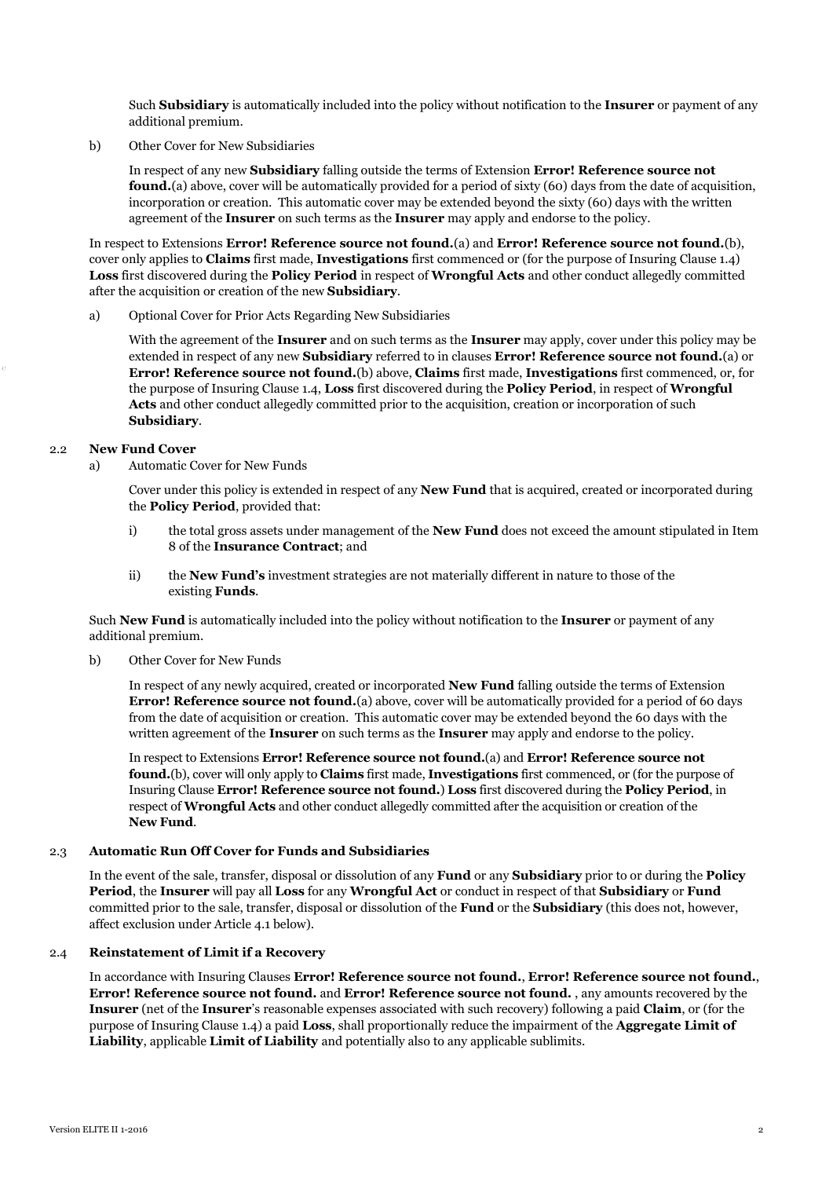Such **Subsidiary** is automatically included into the policy without notification to the **Insurer** or payment of any additional premium.

b) Other Cover for New Subsidiaries

In respect of any new **Subsidiary** falling outside the terms of Extension **Error! Reference source not found.**(a) above, cover will be automatically provided for a period of sixty (60) days from the date of acquisition, incorporation or creation. This automatic cover may be extended beyond the sixty (60) days with the written agreement of the **Insurer** on such terms as the **Insurer** may apply and endorse to the policy.

In respect to Extensions **Error! Reference source not found.**(a) and **Error! Reference source not found.**(b), cover only applies to **Claims** first made, **Investigations** first commenced or (for the purpose of Insuring Clause 1.4) **Loss** first discovered during the **Policy Period** in respect of **Wrongful Acts** and other conduct allegedly committed after the acquisition or creation of the new **Subsidiary**.

a) Optional Cover for Prior Acts Regarding New Subsidiaries

With the agreement of the **Insurer** and on such terms as the **Insurer** may apply, cover under this policy may be extended in respect of any new **Subsidiary** referred to in clauses **Error! Reference source not found.**(a) or **Error! Reference source not found.**(b) above, **Claims** first made, **Investigations** first commenced, or, for the purpose of Insuring Clause 1.4, **Loss** first discovered during the **Policy Period**, in respect of **Wrongful Acts** and other conduct allegedly committed prior to the acquisition, creation or incorporation of such **Subsidiary**.

2.2 **New Fund Cover**

a) Automatic Cover for New Funds

Cover under this policy is extended in respect of any **New Fund** that is acquired, created or incorporated during the **Policy Period**, provided that:

i) the total gross assets under management of the **New Fund** does not exceed the amount stipulated in Item 8 of the **Insurance Contract**; and

ii) the **New Fund's** investment strategies are not materially different in nature to those of the existing **Funds**.

Such **New Fund** is automatically included into the policy without notification to the **Insurer** or payment of any additional premium.

b) Other Cover for New Funds

In respect of any newly acquired, created or incorporated **New Fund** falling outside the terms of Extension **Error! Reference source not found.**(a) above, cover will be automatically provided for a period of 60 days from the date of acquisition or creation. This automatic cover may be extended beyond the 60 days with the written agreement of the **Insurer** on such terms as the **Insurer** may apply and endorse to the policy.

In respect to Extensions **Error! Reference source not found.**(a) and **Error! Reference source not found.**(b), cover will only apply to **Claims** first made, **Investigations** first commenced, or (for the purpose of Insuring Clause **Error! Reference source not found.**) **Loss** first discovered during the **Policy Period**, in respect of **Wrongful Acts** and other conduct allegedly committed after the acquisition or creation of the **New Fund**.

2.3 **Automatic Run Off Cover for Funds and Subsidiaries**

In the event of the sale, transfer, disposal or dissolution of any **Fund** or any **Subsidiary** prior to or during the **Policy Period**, the **Insurer** will pay all **Loss** for any **Wrongful Act** or conduct in respect of that **Subsidiary** or **Fund** committed prior to the sale, transfer, disposal or dissolution of the **Fund** or the **Subsidiary** (this does not, however, affect exclusion under Article 4.1 below).

2.4 **Reinstatement of Limit if a Recovery**

In accordance with Insuring Clauses **Error! Reference source not found.**, **Error! Reference source not found.**, **Error! Reference source not found.** and **Error! Reference source not found.** , any amounts recovered by the **Insurer** (net of the **Insurer**'s reasonable expenses associated with such recovery) following a paid **Claim**, or (for the purpose of Insuring Clause 1.4) a paid **Loss**, shall proportionally reduce the impairment of the **Aggregate Limit of Liability**, applicable **Limit of Liability** and potentially also to any applicable sublimits.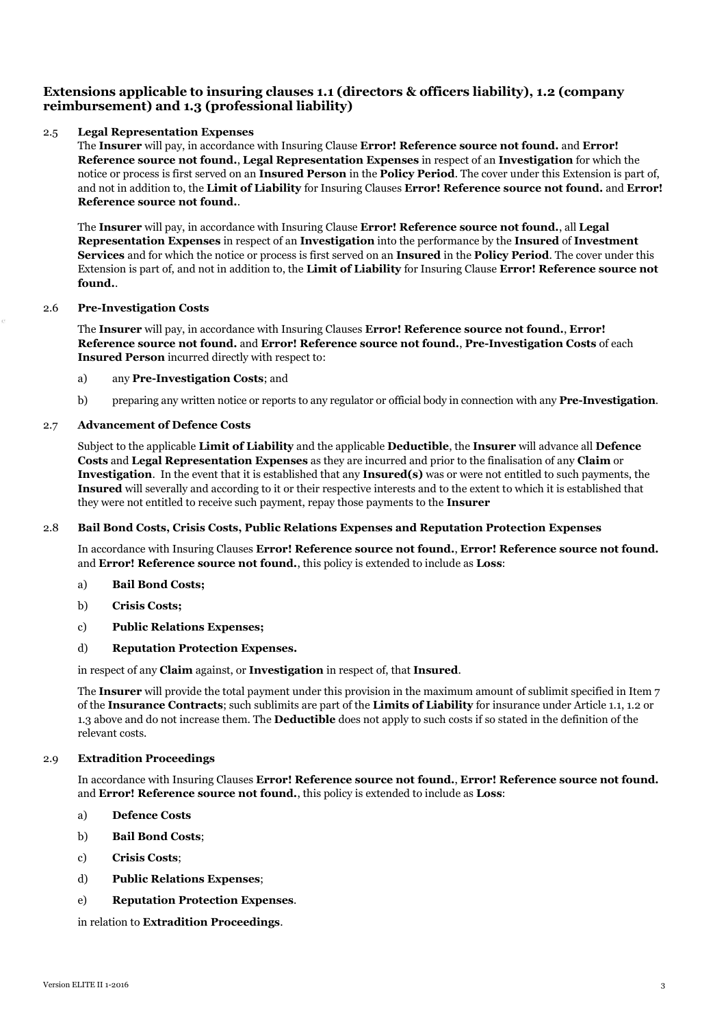### Extensions applicable to insuring clauses 1.1 (directors & officers liability), 1.2 (company reimbursement) and 1.3 (professional liability)

2.5 **Legal Representation Expenses**

The **Insurer** will pay, in accordance with Insuring Clause **Error! Reference source not found.** and **Error! Reference source not found.**, **Legal Representation Expenses** in respect of an **Investigation** for which the notice or process is first served on an **Insured Person** in the **Policy Period**. The cover under this Extension is part of, and not in addition to, the **Limit of Liability** for Insuring Clauses **Error! Reference source not found.** and **Error! Reference source not found.**.

The **Insurer** will pay, in accordance with Insuring Clause **Error! Reference source not found.**, all **Legal Representation Expenses** in respect of an **Investigation** into the performance by the **Insured** of **Investment Services** and for which the notice or process is first served on an **Insured** in the **Policy Period**. The cover under this Extension is part of, and not in addition to, the **Limit of Liability** for Insuring Clause **Error! Reference source not found.**.

2.6 **Pre-Investigation Costs**

The **Insurer** will pay, in accordance with Insuring Clauses **Error! Reference source not found.**, **Error! Reference source not found.** and **Error! Reference source not found.**, **Pre-Investigation Costs** of each **Insured Person** incurred directly with respect to:

a) any **Pre-Investigation Costs**; and

b) preparing any written notice or reports to any regulator or official body in connection with any **Pre-Investigation**.

2.7 **Advancement of Defence Costs**

Subject to the applicable **Limit of Liability** and the applicable **Deductible**, the **Insurer** will advance all **Defence Costs** and **Legal Representation Expenses** as they are incurred and prior to the finalisation of any **Claim** or **Investigation**. In the event that it is established that any **Insured(s)** was or were not entitled to such payments, the **Insured** will severally and according to it or their respective interests and to the extent to which it is established that they were not entitled to receive such payment, repay those payments to the **Insurer**

2.8 **Bail Bond Costs, Crisis Costs, Public Relations Expenses and Reputation Protection Expenses**

In accordance with Insuring Clauses **Error! Reference source not found.**, **Error! Reference source not found.** and **Error! Reference source not found.**, this policy is extended to include as **Loss**:

a) **Bail Bond Costs;**

b) **Crisis Costs;**

c) **Public Relations Expenses;**

d) **Reputation Protection Expenses.**

in respect of any **Claim** against, or **Investigation** in respect of, that **Insured**.

The **Insurer** will provide the total payment under this provision in the maximum amount of sublimit specified in Item 7 of the **Insurance Contracts**; such sublimits are part of the **Limits of Liability** for insurance under Article 1.1, 1.2 or 1.3 above and do not increase them. The **Deductible** does not apply to such costs if so stated in the definition of the relevant costs.

2.9 **Extradition Proceedings**

In accordance with Insuring Clauses **Error! Reference source not found.**, **Error! Reference source not found.** and **Error! Reference source not found.**, this policy is extended to include as **Loss**:

a) **Defence Costs**

b) **Bail Bond Costs**;

c) **Crisis Costs**;

d) **Public Relations Expenses**;

e) **Reputation Protection Expenses**.

in relation to **Extradition Proceedings**.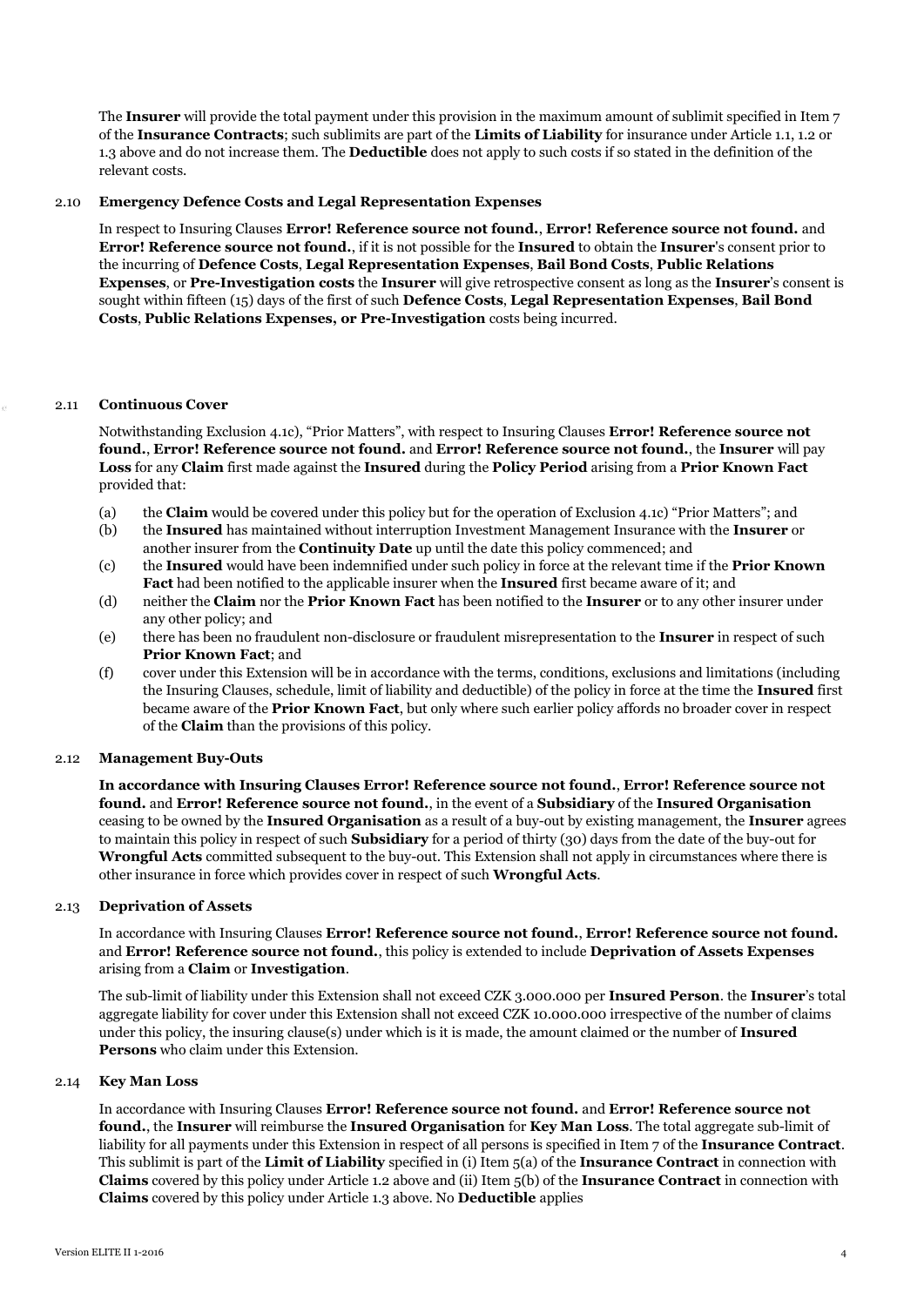The **Insurer** will provide the total payment under this provision in the maximum amount of sublimit specified in Item 7 of the **Insurance Contracts**; such sublimits are part of the **Limits of Liability** for insurance under Article 1.1, 1.2 or 1.3 above and do not increase them. The **Deductible** does not apply to such costs if so stated in the definition of the relevant costs.

### 2.10 Emergency Defence Costs and Legal Representation Expenses

In respect to Insuring Clauses **Error! Reference source not found.**, **Error! Reference source not found.** and **Error! Reference source not found.**, if it is not possible for the **Insured** to obtain the **Insurer**'s consent prior to the incurring of **Defence Costs**, **Legal Representation Expenses**, **Bail Bond Costs**, **Public Relations Expenses**, or **Pre-Investigation costs** the **Insurer** will give retrospective consent as long as the **Insurer**'s consent is sought within fifteen (15) days of the first of such **Defence Costs**, **Legal Representation Expenses**, **Bail Bond Costs**, **Public Relations Expenses, or Pre-Investigation** costs being incurred.

### 2.11 Continuous Cover

Notwithstanding Exclusion 4.1c), "Prior Matters", with respect to Insuring Clauses **Error! Reference source not found.**, **Error! Reference source not found.** and **Error! Reference source not found.**, the **Insurer** will pay **Loss** for any **Claim** first made against the **Insured** during the **Policy Period** arising from a **Prior Known Fact** provided that:

(a) the **Claim** would be covered under this policy but for the operation of Exclusion 4.1c) "Prior Matters"; and

(b) the **Insured** has maintained without interruption Investment Management Insurance with the **Insurer** or another insurer from the **Continuity Date** up until the date this policy commenced; and

(c) the **Insured** would have been indemnified under such policy in force at the relevant time if the **Prior Known Fact** had been notified to the applicable insurer when the **Insured** first became aware of it; and

(d) neither the **Claim** nor the **Prior Known Fact** has been notified to the **Insurer** or to any other insurer under any other policy; and

(e) there has been no fraudulent non-disclosure or fraudulent misrepresentation to the **Insurer** in respect of such **Prior Known Fact**; and

(f) cover under this Extension will be in accordance with the terms, conditions, exclusions and limitations (including the Insuring Clauses, schedule, limit of liability and deductible) of the policy in force at the time the **Insured** first became aware of the **Prior Known Fact**, but only where such earlier policy affords no broader cover in respect of the **Claim** than the provisions of this policy.

### 2.12 Management Buy-Outs

**In accordance with Insuring Clauses Error! Reference source not found.**, **Error! Reference source not found.** and **Error! Reference source not found.**, in the event of a **Subsidiary** of the **Insured Organisation** ceasing to be owned by the **Insured Organisation** as a result of a buy-out by existing management, the **Insurer** agrees to maintain this policy in respect of such **Subsidiary** for a period of thirty (30) days from the date of the buy-out for **Wrongful Acts** committed subsequent to the buy-out. This Extension shall not apply in circumstances where there is other insurance in force which provides cover in respect of such **Wrongful Acts**.

### 2.13 Deprivation of Assets

In accordance with Insuring Clauses **Error! Reference source not found.**, **Error! Reference source not found.** and **Error! Reference source not found.**, this policy is extended to include **Deprivation of Assets Expenses** arising from a **Claim** or **Investigation**.

The sub-limit of liability under this Extension shall not exceed CZK 3.000.000 per **Insured Person**. the **Insurer**'s total aggregate liability for cover under this Extension shall not exceed CZK 10.000.000 irrespective of the number of claims under this policy, the insuring clause(s) under which is it is made, the amount claimed or the number of **Insured Persons** who claim under this Extension.

### 2.14 Key Man Loss

In accordance with Insuring Clauses **Error! Reference source not found.** and **Error! Reference source not found.**, the **Insurer** will reimburse the **Insured Organisation** for **Key Man Loss**. The total aggregate sub-limit of liability for all payments under this Extension in respect of all persons is specified in Item 7 of the **Insurance Contract**. This sublimit is part of the **Limit of Liability** specified in (i) Item 5(a) of the **Insurance Contract** in connection with **Claims** covered by this policy under Article 1.2 above and (ii) Item 5(b) of the **Insurance Contract** in connection with **Claims** covered by this policy under Article 1.3 above. No **Deductible** applies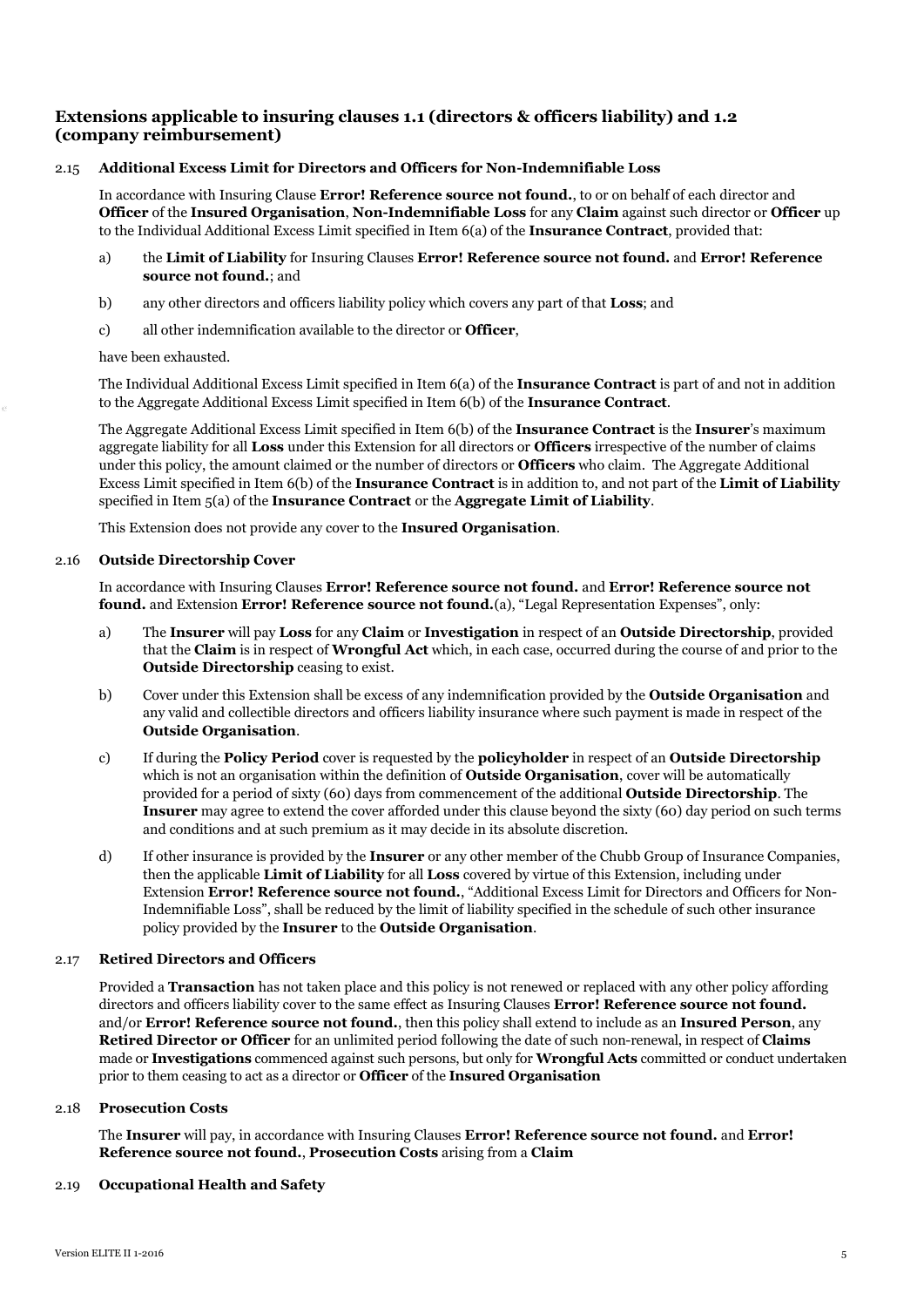## Extensions applicable to insuring clauses 1.1 (directors & officers liability) and 1.2 (company reimbursement)

2.15 **Additional Excess Limit for Directors and Officers for Non-Indemnifiable Loss**

In accordance with Insuring Clause **Error! Reference source not found.**, to or on behalf of each director and **Officer** of the **Insured Organisation**, **Non-Indemnifiable Loss** for any **Claim** against such director or **Officer** up to the Individual Additional Excess Limit specified in Item 6(a) of the **Insurance Contract**, provided that:

a) the **Limit of Liability** for Insuring Clauses **Error! Reference source not found.** and **Error! Reference source not found.**; and

b) any other directors and officers liability policy which covers any part of that **Loss**; and

c) all other indemnification available to the director or **Officer**,

have been exhausted.

The Individual Additional Excess Limit specified in Item 6(a) of the **Insurance Contract** is part of and not in addition to the Aggregate Additional Excess Limit specified in Item 6(b) of the **Insurance Contract**.

The Aggregate Additional Excess Limit specified in Item 6(b) of the **Insurance Contract** is the **Insurer**'s maximum aggregate liability for all **Loss** under this Extension for all directors or **Officers** irrespective of the number of claims under this policy, the amount claimed or the number of directors or **Officers** who claim. The Aggregate Additional Excess Limit specified in Item 6(b) of the **Insurance Contract** is in addition to, and not part of the **Limit of Liability** specified in Item 5(a) of the **Insurance Contract** or the **Aggregate Limit of Liability**.

This Extension does not provide any cover to the **Insured Organisation**.

2.16 **Outside Directorship Cover**

In accordance with Insuring Clauses **Error! Reference source not found.** and **Error! Reference source not found.** and Extension **Error! Reference source not found.**(a), "Legal Representation Expenses", only:

a) The **Insurer** will pay **Loss** for any **Claim** or **Investigation** in respect of an **Outside Directorship**, provided that the **Claim** is in respect of **Wrongful Act** which, in each case, occurred during the course of and prior to the **Outside Directorship** ceasing to exist.

b) Cover under this Extension shall be excess of any indemnification provided by the **Outside Organisation** and any valid and collectible directors and officers liability insurance where such payment is made in respect of the **Outside Organisation**.

c) If during the **Policy Period** cover is requested by the **policyholder** in respect of an **Outside Directorship** which is not an organisation within the definition of **Outside Organisation**, cover will be automatically provided for a period of sixty (60) days from commencement of the additional **Outside Directorship**. The **Insurer** may agree to extend the cover afforded under this clause beyond the sixty (60) day period on such terms and conditions and at such premium as it may decide in its absolute discretion.

d) If other insurance is provided by the **Insurer** or any other member of the Chubb Group of Insurance Companies, then the applicable **Limit of Liability** for all **Loss** covered by virtue of this Extension, including under Extension **Error! Reference source not found.**, "Additional Excess Limit for Directors and Officers for Non-Indemnifiable Loss", shall be reduced by the limit of liability specified in the schedule of such other insurance policy provided by the **Insurer** to the **Outside Organisation**.

2.17 **Retired Directors and Officers**

Provided a **Transaction** has not taken place and this policy is not renewed or replaced with any other policy affording directors and officers liability cover to the same effect as Insuring Clauses **Error! Reference source not found.** and/or **Error! Reference source not found.**, then this policy shall extend to include as an **Insured Person**, any **Retired Director or Officer** for an unlimited period following the date of such non-renewal, in respect of **Claims** made or **Investigations** commenced against such persons, but only for **Wrongful Acts** committed or conduct undertaken prior to them ceasing to act as a director or **Officer** of the **Insured Organisation**

2.18 **Prosecution Costs**

The **Insurer** will pay, in accordance with Insuring Clauses **Error! Reference source not found.** and **Error! Reference source not found.**, **Prosecution Costs** arising from a **Claim**

2.19 **Occupational Health and Safety**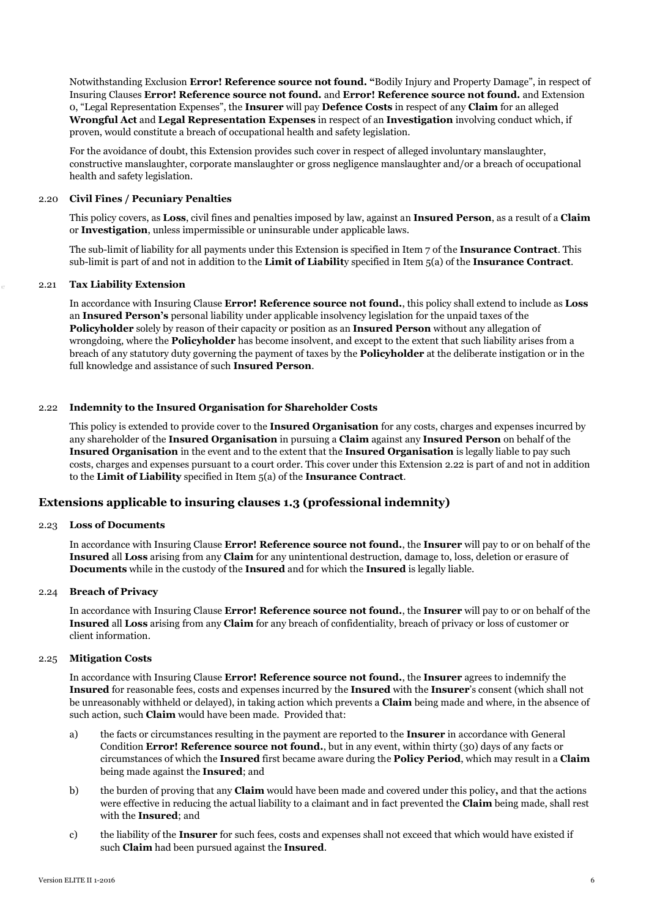Notwithstanding Exclusion **Error! Reference source not found. "**Bodily Injury and Property Damage", in respect of Insuring Clauses **Error! Reference source not found.** and **Error! Reference source not found.** and Extension 0, "Legal Representation Expenses", the **Insurer** will pay **Defence Costs** in respect of any **Claim** for an alleged **Wrongful Act** and **Legal Representation Expenses** in respect of an **Investigation** involving conduct which, if proven, would constitute a breach of occupational health and safety legislation.

For the avoidance of doubt, this Extension provides such cover in respect of alleged involuntary manslaughter, constructive manslaughter, corporate manslaughter or gross negligence manslaughter and/or a breach of occupational health and safety legislation.

2.20 **Civil Fines / Pecuniary Penalties**

This policy covers, as **Loss**, civil fines and penalties imposed by law, against an **Insured Person**, as a result of a **Claim** or **Investigation**, unless impermissible or uninsurable under applicable laws.

The sub-limit of liability for all payments under this Extension is specified in Item 7 of the **Insurance Contract**. This sub-limit is part of and not in addition to the **Limit of Liabilit**y specified in Item 5(a) of the **Insurance Contract**.

2.21 **Tax Liability Extension**

In accordance with Insuring Clause **Error! Reference source not found.**, this policy shall extend to include as **Loss** an **Insured Person's** personal liability under applicable insolvency legislation for the unpaid taxes of the **Policyholder** solely by reason of their capacity or position as an **Insured Person** without any allegation of wrongdoing, where the **Policyholder** has become insolvent, and except to the extent that such liability arises from a breach of any statutory duty governing the payment of taxes by the **Policyholder** at the deliberate instigation or in the full knowledge and assistance of such **Insured Person**.

2.22 **Indemnity to the Insured Organisation for Shareholder Costs**

This policy is extended to provide cover to the **Insured Organisation** for any costs, charges and expenses incurred by any shareholder of the **Insured Organisation** in pursuing a **Claim** against any **Insured Person** on behalf of the **Insured Organisation** in the event and to the extent that the **Insured Organisation** is legally liable to pay such costs, charges and expenses pursuant to a court order. This cover under this Extension 2.22 is part of and not in addition to the **Limit of Liability** specified in Item 5(a) of the **Insurance Contract**.

## Extensions applicable to insuring clauses 1.3 (professional indemnity)

2.23 **Loss of Documents**

In accordance with Insuring Clause **Error! Reference source not found.**, the **Insurer** will pay to or on behalf of the **Insured** all **Loss** arising from any **Claim** for any unintentional destruction, damage to, loss, deletion or erasure of **Documents** while in the custody of the **Insured** and for which the **Insured** is legally liable.

2.24 **Breach of Privacy**

In accordance with Insuring Clause **Error! Reference source not found.**, the **Insurer** will pay to or on behalf of the **Insured** all **Loss** arising from any **Claim** for any breach of confidentiality, breach of privacy or loss of customer or client information.

2.25 **Mitigation Costs**

In accordance with Insuring Clause **Error! Reference source not found.**, the **Insurer** agrees to indemnify the **Insured** for reasonable fees, costs and expenses incurred by the **Insured** with the **Insurer**'s consent (which shall not be unreasonably withheld or delayed), in taking action which prevents a **Claim** being made and where, in the absence of such action, such **Claim** would have been made. Provided that:

a) the facts or circumstances resulting in the payment are reported to the **Insurer** in accordance with General Condition **Error! Reference source not found.**, but in any event, within thirty (30) days of any facts or circumstances of which the **Insured** first became aware during the **Policy Period**, which may result in a **Claim** being made against the **Insured**; and

b) the burden of proving that any **Claim** would have been made and covered under this policy**,** and that the actions were effective in reducing the actual liability to a claimant and in fact prevented the **Claim** being made, shall rest with the **Insured**; and

c) the liability of the **Insurer** for such fees, costs and expenses shall not exceed that which would have existed if such **Claim** had been pursued against the **Insured**.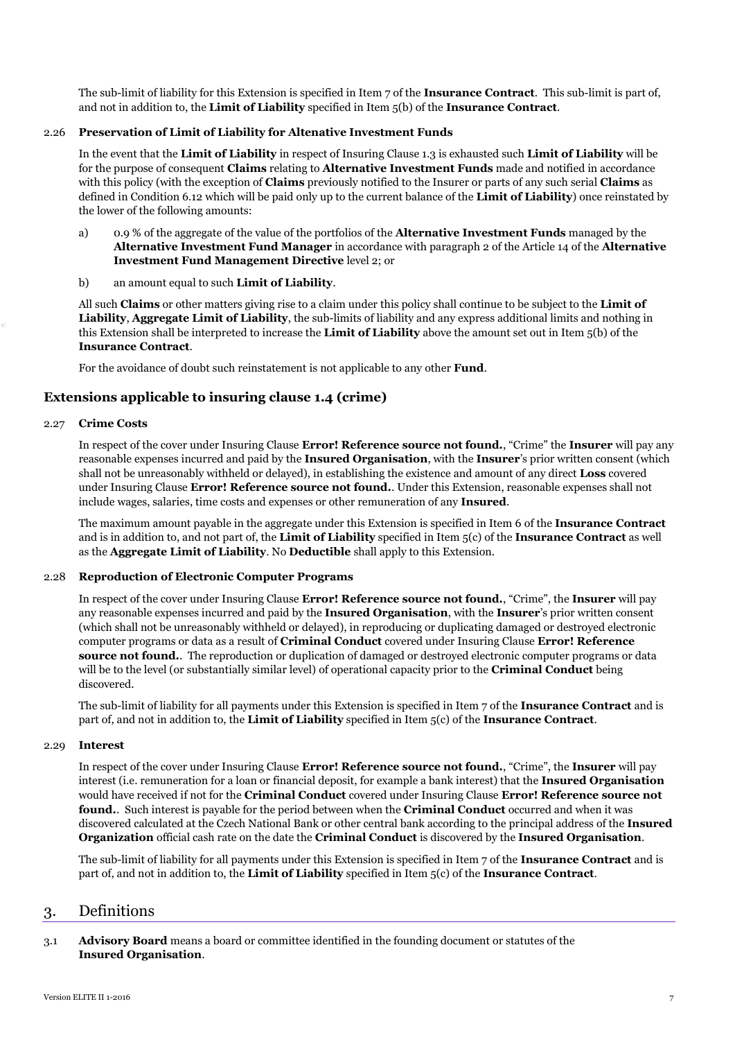The sub-limit of liability for this Extension is specified in Item 7 of the **Insurance Contract**. This sub-limit is part of, and not in addition to, the **Limit of Liability** specified in Item 5(b) of the **Insurance Contract**.

2.26 **Preservation of Limit of Liability for Altenative Investment Funds**

In the event that the **Limit of Liability** in respect of Insuring Clause 1.3 is exhausted such **Limit of Liability** will be for the purpose of consequent **Claims** relating to **Alternative Investment Funds** made and notified in accordance with this policy (with the exception of **Claims** previously notified to the Insurer or parts of any such serial **Claims** as defined in Condition 6.12 which will be paid only up to the current balance of the **Limit of Liability**) once reinstated by the lower of the following amounts:

a) 0.9 % of the aggregate of the value of the portfolios of the **Alternative Investment Funds** managed by the **Alternative Investment Fund Manager** in accordance with paragraph 2 of the Article 14 of the **Alternative Investment Fund Management Directive** level 2; or

b) an amount equal to such **Limit of Liability**.

All such **Claims** or other matters giving rise to a claim under this policy shall continue to be subject to the **Limit of Liability**, **Aggregate Limit of Liability**, the sub-limits of liability and any express additional limits and nothing in this Extension shall be interpreted to increase the **Limit of Liability** above the amount set out in Item 5(b) of the **Insurance Contract**.

For the avoidance of doubt such reinstatement is not applicable to any other **Fund**.

### Extensions applicable to insuring clause 1.4 (crime)

2.27 **Crime Costs**

In respect of the cover under Insuring Clause **Error! Reference source not found.**, "Crime" the **Insurer** will pay any reasonable expenses incurred and paid by the **Insured Organisation**, with the **Insurer**'s prior written consent (which shall not be unreasonably withheld or delayed), in establishing the existence and amount of any direct **Loss** covered under Insuring Clause **Error! Reference source not found.**. Under this Extension, reasonable expenses shall not include wages, salaries, time costs and expenses or other remuneration of any **Insured**.

The maximum amount payable in the aggregate under this Extension is specified in Item 6 of the **Insurance Contract** and is in addition to, and not part of, the **Limit of Liability** specified in Item 5(c) of the **Insurance Contract** as well as the **Aggregate Limit of Liability**. No **Deductible** shall apply to this Extension.

2.28 **Reproduction of Electronic Computer Programs**

In respect of the cover under Insuring Clause **Error! Reference source not found.**, "Crime", the **Insurer** will pay any reasonable expenses incurred and paid by the **Insured Organisation**, with the **Insurer**'s prior written consent (which shall not be unreasonably withheld or delayed), in reproducing or duplicating damaged or destroyed electronic computer programs or data as a result of **Criminal Conduct** covered under Insuring Clause **Error! Reference source not found.**. The reproduction or duplication of damaged or destroyed electronic computer programs or data will be to the level (or substantially similar level) of operational capacity prior to the **Criminal Conduct** being discovered.

The sub-limit of liability for all payments under this Extension is specified in Item 7 of the **Insurance Contract** and is part of, and not in addition to, the **Limit of Liability** specified in Item 5(c) of the **Insurance Contract**.

2.29 **Interest**

In respect of the cover under Insuring Clause **Error! Reference source not found.**, "Crime", the **Insurer** will pay interest (i.e. remuneration for a loan or financial deposit, for example a bank interest) that the **Insured Organisation** would have received if not for the **Criminal Conduct** covered under Insuring Clause **Error! Reference source not found.**. Such interest is payable for the period between when the **Criminal Conduct** occurred and when it was discovered calculated at the Czech National Bank or other central bank according to the principal address of the **Insured Organization** official cash rate on the date the **Criminal Conduct** is discovered by the **Insured Organisation**.

The sub-limit of liability for all payments under this Extension is specified in Item 7 of the **Insurance Contract** and is part of, and not in addition to, the **Limit of Liability** specified in Item 5(c) of the **Insurance Contract**.

## 3. Definitions

3.1 **Advisory Board** means a board or committee identified in the founding document or statutes of the **Insured Organisation**.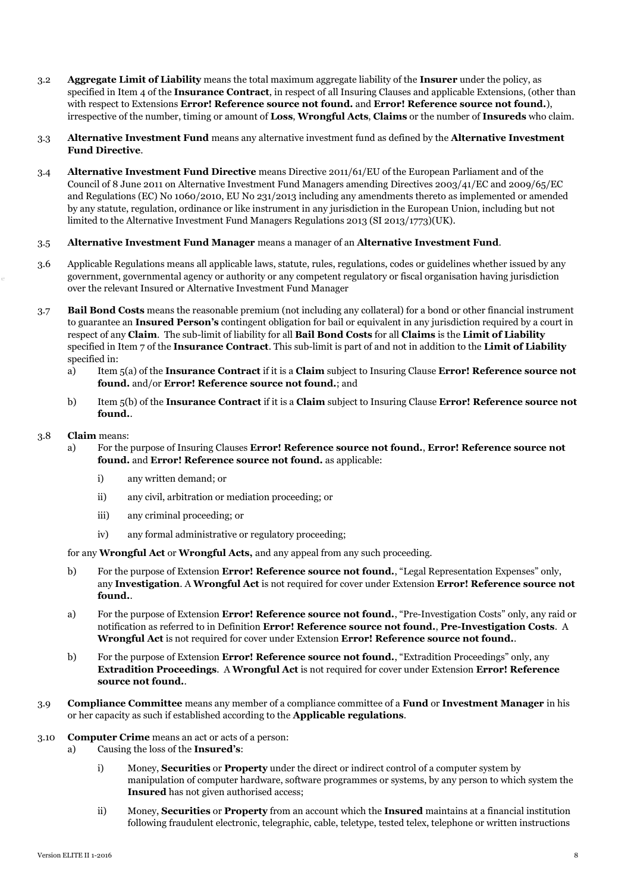3.2 **Aggregate Limit of Liability** means the total maximum aggregate liability of the **Insurer** under the policy, as specified in Item 4 of the **Insurance Contract**, in respect of all Insuring Clauses and applicable Extensions, (other than with respect to Extensions **Error! Reference source not found.** and **Error! Reference source not found.**), irrespective of the number, timing or amount of **Loss**, **Wrongful Acts**, **Claims** or the number of **Insureds** who claim.

3.3 **Alternative Investment Fund** means any alternative investment fund as defined by the **Alternative Investment Fund Directive**.

3.4 **Alternative Investment Fund Directive** means Directive 2011/61/EU of the European Parliament and of the Council of 8 June 2011 on Alternative Investment Fund Managers amending Directives 2003/41/EC and 2009/65/EC and Regulations (EC) No 1060/2010, EU No 231/2013 including any amendments thereto as implemented or amended by any statute, regulation, ordinance or like instrument in any jurisdiction in the European Union, including but not limited to the Alternative Investment Fund Managers Regulations 2013 (SI 2013/1773)(UK).

3.5 **Alternative Investment Fund Manager** means a manager of an **Alternative Investment Fund**.

3.6 Applicable Regulations means all applicable laws, statute, rules, regulations, codes or guidelines whether issued by any government, governmental agency or authority or any competent regulatory or fiscal organisation having jurisdiction over the relevant Insured or Alternative Investment Fund Manager

3.7 **Bail Bond Costs** means the reasonable premium (not including any collateral) for a bond or other financial instrument to guarantee an **Insured Person's** contingent obligation for bail or equivalent in any jurisdiction required by a court in respect of any **Claim**. The sub-limit of liability for all **Bail Bond Costs** for all **Claims** is the **Limit of Liability** specified in Item 7 of the **Insurance Contract**. This sub-limit is part of and not in addition to the **Limit of Liability** specified in:

a) Item 5(a) of the **Insurance Contract** if it is a **Claim** subject to Insuring Clause **Error! Reference source not found.** and/or **Error! Reference source not found.**; and

b) Item 5(b) of the **Insurance Contract** if it is a **Claim** subject to Insuring Clause **Error! Reference source not found.**.

3.8 **Claim** means:

a) For the purpose of Insuring Clauses **Error! Reference source not found.**, **Error! Reference source not found.** and **Error! Reference source not found.** as applicable:

   i) any written demand; or

   ii) any civil, arbitration or mediation proceeding; or

   iii) any criminal proceeding; or

   iv) any formal administrative or regulatory proceeding;

for any **Wrongful Act** or **Wrongful Acts,** and any appeal from any such proceeding.

b) For the purpose of Extension **Error! Reference source not found.**, "Legal Representation Expenses" only, any **Investigation**. A **Wrongful Act** is not required for cover under Extension **Error! Reference source not found.**.

a) For the purpose of Extension **Error! Reference source not found.**, "Pre-Investigation Costs" only, any raid or notification as referred to in Definition **Error! Reference source not found.**, **Pre-Investigation Costs**. A **Wrongful Act** is not required for cover under Extension **Error! Reference source not found.**.

b) For the purpose of Extension **Error! Reference source not found.**, "Extradition Proceedings" only, any **Extradition Proceedings**. A **Wrongful Act** is not required for cover under Extension **Error! Reference source not found.**.

3.9 **Compliance Committee** means any member of a compliance committee of a **Fund** or **Investment Manager** in his or her capacity as such if established according to the **Applicable regulations**.

3.10 **Computer Crime** means an act or acts of a person:

a) Causing the loss of the **Insured's**:

   i) Money, **Securities** or **Property** under the direct or indirect control of a computer system by manipulation of computer hardware, software programmes or systems, by any person to which system the **Insured** has not given authorised access;

   ii) Money, **Securities** or **Property** from an account which the **Insured** maintains at a financial institution following fraudulent electronic, telegraphic, cable, teletype, tested telex, telephone or written instructions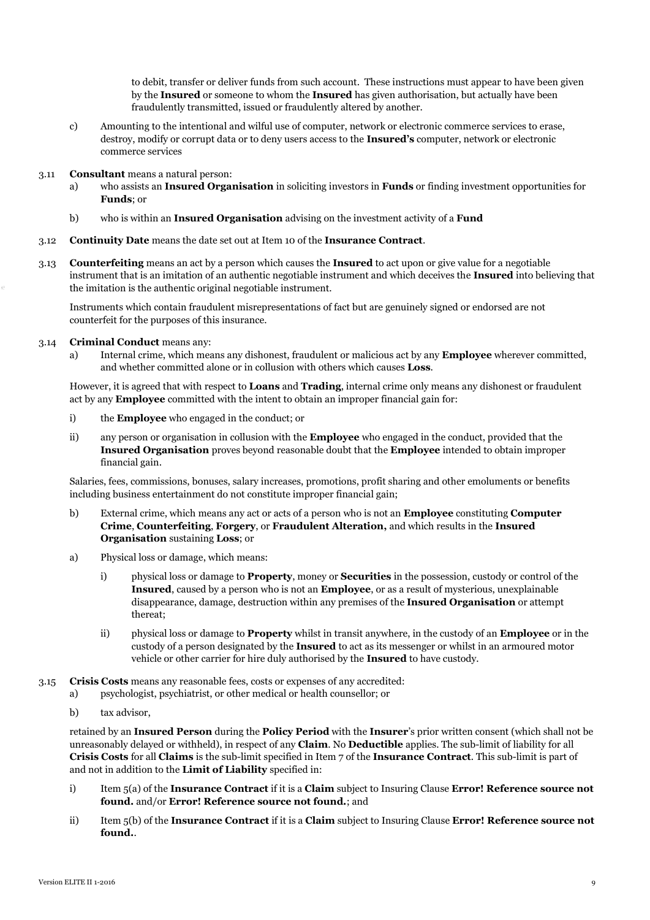to debit, transfer or deliver funds from such account. These instructions must appear to have been given by the **Insured** or someone to whom the **Insured** has given authorisation, but actually have been fraudulently transmitted, issued or fraudulently altered by another.

c) Amounting to the intentional and wilful use of computer, network or electronic commerce services to erase, destroy, modify or corrupt data or to deny users access to the **Insured's** computer, network or electronic commerce services

3.11 **Consultant** means a natural person:

a) who assists an **Insured Organisation** in soliciting investors in **Funds** or finding investment opportunities for **Funds**; or

b) who is within an **Insured Organisation** advising on the investment activity of a **Fund**

3.12 **Continuity Date** means the date set out at Item 10 of the **Insurance Contract**.

3.13 **Counterfeiting** means an act by a person which causes the **Insured** to act upon or give value for a negotiable instrument that is an imitation of an authentic negotiable instrument and which deceives the **Insured** into believing that the imitation is the authentic original negotiable instrument.

Instruments which contain fraudulent misrepresentations of fact but are genuinely signed or endorsed are not counterfeit for the purposes of this insurance.

3.14 **Criminal Conduct** means any:

a) Internal crime, which means any dishonest, fraudulent or malicious act by any **Employee** wherever committed, and whether committed alone or in collusion with others which causes **Loss**.

However, it is agreed that with respect to **Loans** and **Trading**, internal crime only means any dishonest or fraudulent act by any **Employee** committed with the intent to obtain an improper financial gain for:

i) the **Employee** who engaged in the conduct; or

ii) any person or organisation in collusion with the **Employee** who engaged in the conduct, provided that the **Insured Organisation** proves beyond reasonable doubt that the **Employee** intended to obtain improper financial gain.

Salaries, fees, commissions, bonuses, salary increases, promotions, profit sharing and other emoluments or benefits including business entertainment do not constitute improper financial gain;

b) External crime, which means any act or acts of a person who is not an **Employee** constituting **Computer Crime**, **Counterfeiting**, **Forgery**, or **Fraudulent Alteration,** and which results in the **Insured Organisation** sustaining **Loss**; or

a) Physical loss or damage, which means:

i) physical loss or damage to **Property**, money or **Securities** in the possession, custody or control of the **Insured**, caused by a person who is not an **Employee**, or as a result of mysterious, unexplainable disappearance, damage, destruction within any premises of the **Insured Organisation** or attempt thereat;

ii) physical loss or damage to **Property** whilst in transit anywhere, in the custody of an **Employee** or in the custody of a person designated by the **Insured** to act as its messenger or whilst in an armoured motor vehicle or other carrier for hire duly authorised by the **Insured** to have custody.

3.15 **Crisis Costs** means any reasonable fees, costs or expenses of any accredited:

a) psychologist, psychiatrist, or other medical or health counsellor; or

b) tax advisor,

retained by an **Insured Person** during the **Policy Period** with the **Insurer**'s prior written consent (which shall not be unreasonably delayed or withheld), in respect of any **Claim**. No **Deductible** applies. The sub-limit of liability for all **Crisis Costs** for all **Claims** is the sub-limit specified in Item 7 of the **Insurance Contract**. This sub-limit is part of and not in addition to the **Limit of Liability** specified in:

i) Item 5(a) of the **Insurance Contract** if it is a **Claim** subject to Insuring Clause **Error! Reference source not found.** and/or **Error! Reference source not found.**; and

ii) Item 5(b) of the **Insurance Contract** if it is a **Claim** subject to Insuring Clause **Error! Reference source not found.**.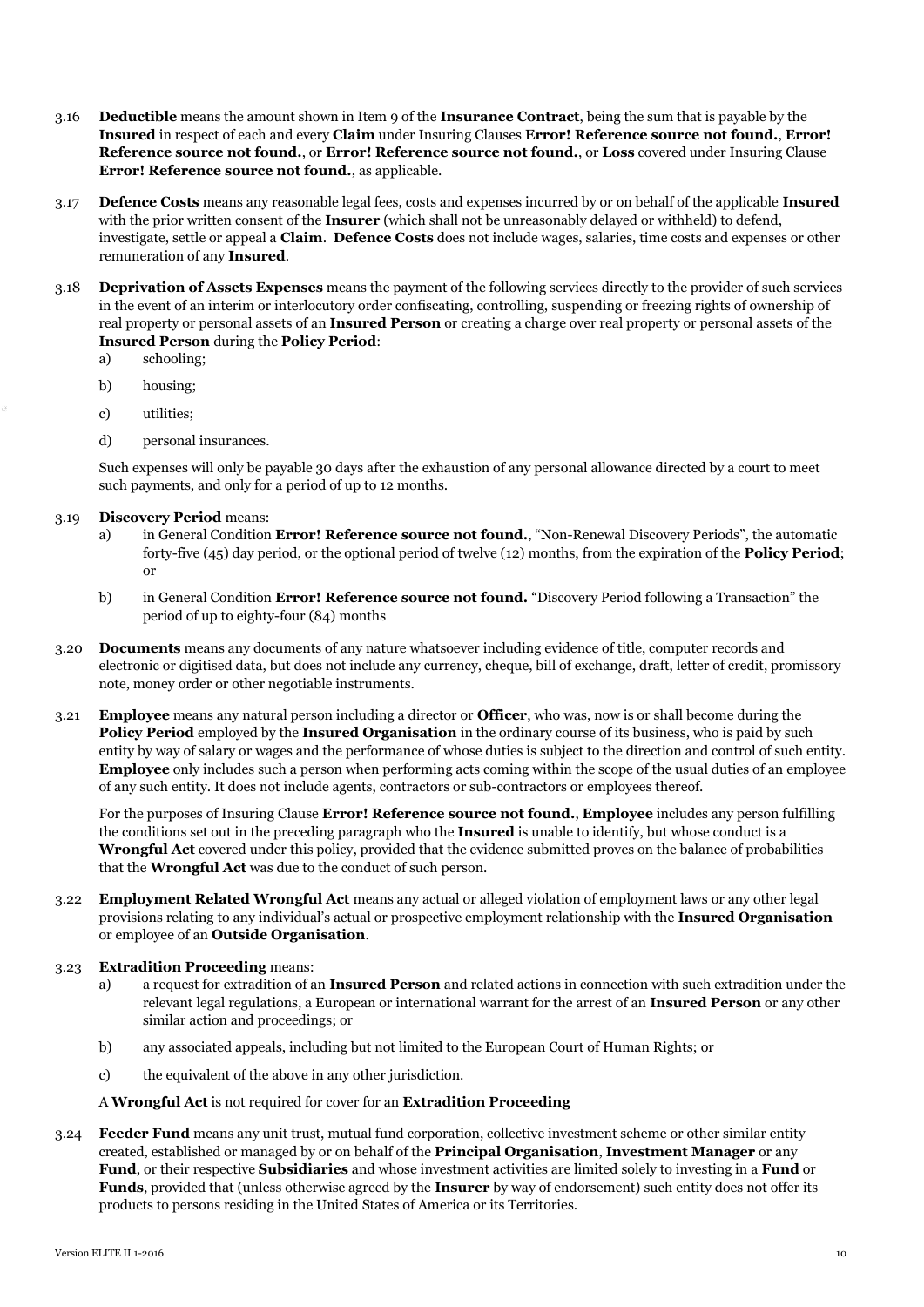3.16 **Deductible** means the amount shown in Item 9 of the **Insurance Contract**, being the sum that is payable by the **Insured** in respect of each and every **Claim** under Insuring Clauses **Error! Reference source not found.**, **Error! Reference source not found.**, or **Error! Reference source not found.**, or **Loss** covered under Insuring Clause **Error! Reference source not found.**, as applicable.

3.17 **Defence Costs** means any reasonable legal fees, costs and expenses incurred by or on behalf of the applicable **Insured** with the prior written consent of the **Insurer** (which shall not be unreasonably delayed or withheld) to defend, investigate, settle or appeal a **Claim**. **Defence Costs** does not include wages, salaries, time costs and expenses or other remuneration of any **Insured**.

3.18 **Deprivation of Assets Expenses** means the payment of the following services directly to the provider of such services in the event of an interim or interlocutory order confiscating, controlling, suspending or freezing rights of ownership of real property or personal assets of an **Insured Person** or creating a charge over real property or personal assets of the **Insured Person** during the **Policy Period**:

a) schooling;

b) housing;

c) utilities;

d) personal insurances.

Such expenses will only be payable 30 days after the exhaustion of any personal allowance directed by a court to meet such payments, and only for a period of up to 12 months.

3.19 **Discovery Period** means:

a) in General Condition **Error! Reference source not found.**, "Non-Renewal Discovery Periods", the automatic forty-five (45) day period, or the optional period of twelve (12) months, from the expiration of the **Policy Period**; or

b) in General Condition **Error! Reference source not found.** "Discovery Period following a Transaction" the period of up to eighty-four (84) months

3.20 **Documents** means any documents of any nature whatsoever including evidence of title, computer records and electronic or digitised data, but does not include any currency, cheque, bill of exchange, draft, letter of credit, promissory note, money order or other negotiable instruments.

3.21 **Employee** means any natural person including a director or **Officer**, who was, now is or shall become during the **Policy Period** employed by the **Insured Organisation** in the ordinary course of its business, who is paid by such entity by way of salary or wages and the performance of whose duties is subject to the direction and control of such entity. **Employee** only includes such a person when performing acts coming within the scope of the usual duties of an employee of any such entity. It does not include agents, contractors or sub-contractors or employees thereof.

For the purposes of Insuring Clause **Error! Reference source not found.**, **Employee** includes any person fulfilling the conditions set out in the preceding paragraph who the **Insured** is unable to identify, but whose conduct is a **Wrongful Act** covered under this policy, provided that the evidence submitted proves on the balance of probabilities that the **Wrongful Act** was due to the conduct of such person.

3.22 **Employment Related Wrongful Act** means any actual or alleged violation of employment laws or any other legal provisions relating to any individual's actual or prospective employment relationship with the **Insured Organisation** or employee of an **Outside Organisation**.

3.23 **Extradition Proceeding** means:

a) a request for extradition of an **Insured Person** and related actions in connection with such extradition under the relevant legal regulations, a European or international warrant for the arrest of an **Insured Person** or any other similar action and proceedings; or

b) any associated appeals, including but not limited to the European Court of Human Rights; or

c) the equivalent of the above in any other jurisdiction.

A **Wrongful Act** is not required for cover for an **Extradition Proceeding**

3.24 **Feeder Fund** means any unit trust, mutual fund corporation, collective investment scheme or other similar entity created, established or managed by or on behalf of the **Principal Organisation**, **Investment Manager** or any **Fund**, or their respective **Subsidiaries** and whose investment activities are limited solely to investing in a **Fund** or **Funds**, provided that (unless otherwise agreed by the **Insurer** by way of endorsement) such entity does not offer its products to persons residing in the United States of America or its Territories.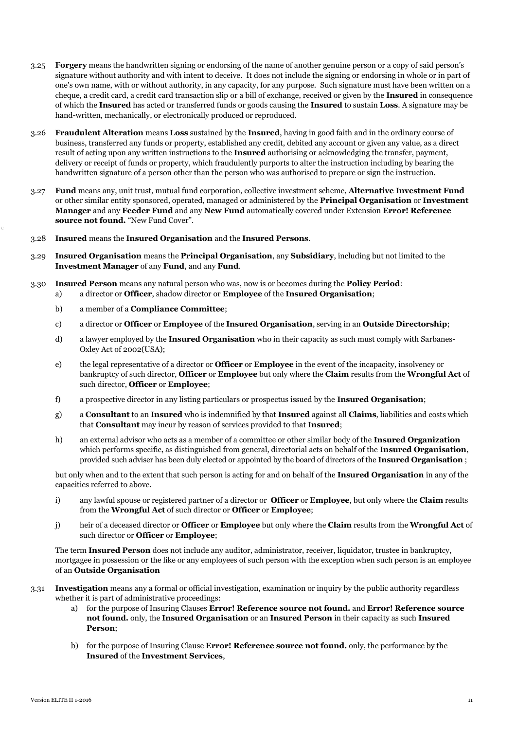3.25 **Forgery** means the handwritten signing or endorsing of the name of another genuine person or a copy of said person's signature without authority and with intent to deceive. It does not include the signing or endorsing in whole or in part of one's own name, with or without authority, in any capacity, for any purpose. Such signature must have been written on a cheque, a credit card, a credit card transaction slip or a bill of exchange, received or given by the **Insured** in consequence of which the **Insured** has acted or transferred funds or goods causing the **Insured** to sustain **Loss**. A signature may be hand-written, mechanically, or electronically produced or reproduced.

3.26 **Fraudulent Alteration** means **Loss** sustained by the **Insured**, having in good faith and in the ordinary course of business, transferred any funds or property, established any credit, debited any account or given any value, as a direct result of acting upon any written instructions to the **Insured** authorising or acknowledging the transfer, payment, delivery or receipt of funds or property, which fraudulently purports to alter the instruction including by bearing the handwritten signature of a person other than the person who was authorised to prepare or sign the instruction.

3.27 **Fund** means any, unit trust, mutual fund corporation, collective investment scheme, **Alternative Investment Fund** or other similar entity sponsored, operated, managed or administered by the **Principal Organisation** or **Investment Manager** and any **Feeder Fund** and any **New Fund** automatically covered under Extension **Error! Reference source not found.** "New Fund Cover".

3.28 **Insured** means the **Insured Organisation** and the **Insured Persons**.

3.29 **Insured Organisation** means the **Principal Organisation**, any **Subsidiary**, including but not limited to the **Investment Manager** of any **Fund**, and any **Fund**.

3.30 **Insured Person** means any natural person who was, now is or becomes during the **Policy Period**:

a) a director or **Officer**, shadow director or **Employee** of the **Insured Organisation**;

b) a member of a **Compliance Committee**;

c) a director or **Officer** or **Employee** of the **Insured Organisation**, serving in an **Outside Directorship**;

d) a lawyer employed by the **Insured Organisation** who in their capacity as such must comply with Sarbanes-Oxley Act of 2002(USA);

e) the legal representative of a director or **Officer** or **Employee** in the event of the incapacity, insolvency or bankruptcy of such director, **Officer** or **Employee** but only where the **Claim** results from the **Wrongful Act** of such director, **Officer** or **Employee**;

f) a prospective director in any listing particulars or prospectus issued by the **Insured Organisation**;

g) a **Consultant** to an **Insured** who is indemnified by that **Insured** against all **Claims**, liabilities and costs which that **Consultant** may incur by reason of services provided to that **Insured**;

h) an external advisor who acts as a member of a committee or other similar body of the **Insured Organization** which performs specific, as distinguished from general, directorial acts on behalf of the **Insured Organisation**, provided such adviser has been duly elected or appointed by the board of directors of the **Insured Organisation** ;

but only when and to the extent that such person is acting for and on behalf of the **Insured Organisation** in any of the capacities referred to above.

i) any lawful spouse or registered partner of a director or **Officer** or **Employee**, but only where the **Claim** results from the **Wrongful Act** of such director or **Officer** or **Employee**;

j) heir of a deceased director or **Officer** or **Employee** but only where the **Claim** results from the **Wrongful Act** of such director or **Officer** or **Employee**;

The term **Insured Person** does not include any auditor, administrator, receiver, liquidator, trustee in bankruptcy, mortgagee in possession or the like or any employees of such person with the exception when such person is an employee of an **Outside Organisation**

3.31 **Investigation** means any a formal or official investigation, examination or inquiry by the public authority regardless whether it is part of administrative proceedings:

a) for the purpose of Insuring Clauses **Error! Reference source not found.** and **Error! Reference source not found.** only, the **Insured Organisation** or an **Insured Person** in their capacity as such **Insured Person**;

b) for the purpose of Insuring Clause **Error! Reference source not found.** only, the performance by the **Insured** of the **Investment Services**,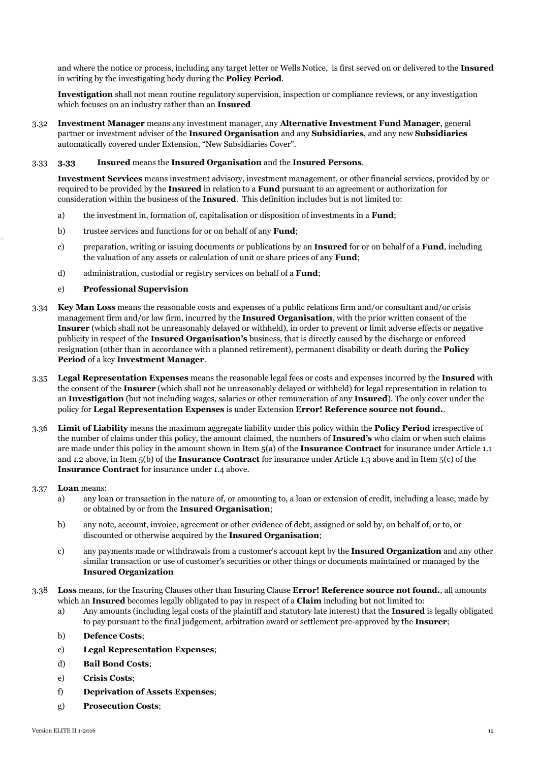and where the notice or process, including any target letter or Wells Notice, is first served on or delivered to the **Insured** in writing by the investigating body during the **Policy Period**.

**Investigation** shall not mean routine regulatory supervision, inspection or compliance reviews, or any investigation which focuses on an industry rather than an **Insured**

3.32 **Investment Manager** means any investment manager, any **Alternative Investment Fund Manager**, general partner or investment adviser of the **Insured Organisation** and any **Subsidiaries**, and any new **Subsidiaries** automatically covered under Extension, "New Subsidiaries Cover".

3.33 **3.33 Insured** means the **Insured Organisation** and the **Insured Persons**.

**Investment Services** means investment advisory, investment management, or other financial services, provided by or required to be provided by the **Insured** in relation to a **Fund** pursuant to an agreement or authorization for consideration within the business of the **Insured**. This definition includes but is not limited to:

a) the investment in, formation of, capitalisation or disposition of investments in a **Fund**;

b) trustee services and functions for or on behalf of any **Fund**;

c) preparation, writing or issuing documents or publications by an **Insured** for or on behalf of a **Fund**, including the valuation of any assets or calculation of unit or share prices of any **Fund**;

d) administration, custodial or registry services on behalf of a **Fund**;

e) **Professional Supervision**

3.34 **Key Man Loss** means the reasonable costs and expenses of a public relations firm and/or consultant and/or crisis management firm and/or law firm, incurred by the **Insured Organisation**, with the prior written consent of the **Insurer** (which shall not be unreasonably delayed or withheld), in order to prevent or limit adverse effects or negative publicity in respect of the **Insured Organisation's** business, that is directly caused by the discharge or enforced resignation (other than in accordance with a planned retirement), permanent disability or death during the **Policy Period** of a key **Investment Manager**.

3.35 **Legal Representation Expenses** means the reasonable legal fees or costs and expenses incurred by the **Insured** with the consent of the **Insurer** (which shall not be unreasonably delayed or withheld) for legal representation in relation to an **Investigation** (but not including wages, salaries or other remuneration of any **Insured**). The only cover under the policy for **Legal Representation Expenses** is under Extension **Error! Reference source not found.**.

3.36 **Limit of Liability** means the maximum aggregate liability under this policy within the **Policy Period** irrespective of the number of claims under this policy, the amount claimed, the numbers of **Insured's** who claim or when such claims are made under this policy in the amount shown in Item 5(a) of the **Insurance Contract** for insurance under Article 1.1 and 1.2 above, in Item 5(b) of the **Insurance Contract** for insurance under Article 1.3 above and in Item 5(c) of the **Insurance Contract** for insurance under 1.4 above.

3.37 **Loan** means:

a) any loan or transaction in the nature of, or amounting to, a loan or extension of credit, including a lease, made by or obtained by or from the **Insured Organisation**;

b) any note, account, invoice, agreement or other evidence of debt, assigned or sold by, on behalf of, or to, or discounted or otherwise acquired by the **Insured Organisation**;

c) any payments made or withdrawals from a customer's account kept by the **Insured Organization** and any other similar transaction or use of customer's securities or other things or documents maintained or managed by the **Insured Organization**

3.38 **Loss** means, for the Insuring Clauses other than Insuring Clause **Error! Reference source not found.**, all amounts which an **Insured** becomes legally obligated to pay in respect of a **Claim** including but not limited to:

a) Any amounts (including legal costs of the plaintiff and statutory late interest) that the **Insured** is legally obligated to pay pursuant to the final judgement, arbitration award or settlement pre-approved by the **Insurer**;

b) **Defence Costs**;

c) **Legal Representation Expenses**;

d) **Bail Bond Costs**;

e) **Crisis Costs**;

f) **Deprivation of Assets Expenses**;

g) **Prosecution Costs**;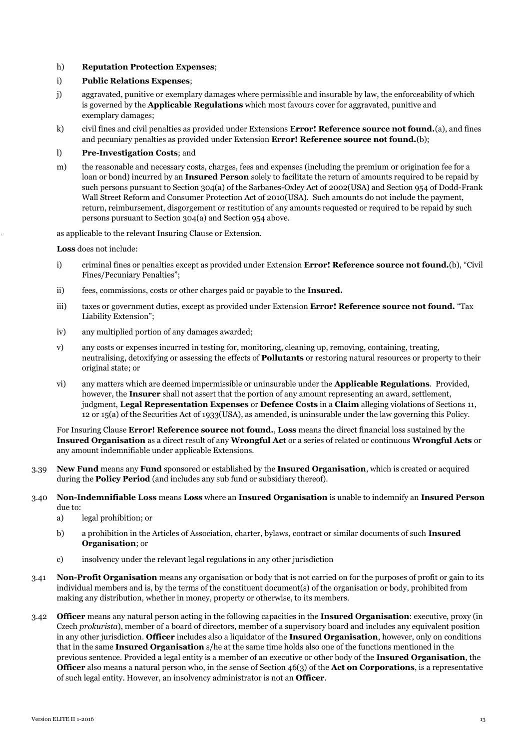h) **Reputation Protection Expenses**;

i) **Public Relations Expenses**;

j) aggravated, punitive or exemplary damages where permissible and insurable by law, the enforceability of which is governed by the **Applicable Regulations** which most favours cover for aggravated, punitive and exemplary damages;

k) civil fines and civil penalties as provided under Extensions **Error! Reference source not found.**(a), and fines and pecuniary penalties as provided under Extension **Error! Reference source not found.**(b);

l) **Pre-Investigation Costs**; and

m) the reasonable and necessary costs, charges, fees and expenses (including the premium or origination fee for a loan or bond) incurred by an **Insured Person** solely to facilitate the return of amounts required to be repaid by such persons pursuant to Section 304(a) of the Sarbanes-Oxley Act of 2002(USA) and Section 954 of Dodd-Frank Wall Street Reform and Consumer Protection Act of 2010(USA). Such amounts do not include the payment, return, reimbursement, disgorgement or restitution of any amounts requested or required to be repaid by such persons pursuant to Section 304(a) and Section 954 above.

as applicable to the relevant Insuring Clause or Extension.

**Loss** does not include:

i) criminal fines or penalties except as provided under Extension **Error! Reference source not found.**(b), "Civil Fines/Pecuniary Penalties";

ii) fees, commissions, costs or other charges paid or payable to the **Insured.**

iii) taxes or government duties, except as provided under Extension **Error! Reference source not found.** "Tax Liability Extension";

iv) any multiplied portion of any damages awarded;

v) any costs or expenses incurred in testing for, monitoring, cleaning up, removing, containing, treating, neutralising, detoxifying or assessing the effects of **Pollutants** or restoring natural resources or property to their original state; or

vi) any matters which are deemed impermissible or uninsurable under the **Applicable Regulations**. Provided, however, the **Insurer** shall not assert that the portion of any amount representing an award, settlement, judgment, **Legal Representation Expenses** or **Defence Costs** in a **Claim** alleging violations of Sections 11, 12 or 15(a) of the Securities Act of 1933(USA), as amended, is uninsurable under the law governing this Policy.

For Insuring Clause **Error! Reference source not found.**, **Loss** means the direct financial loss sustained by the **Insured Organisation** as a direct result of any **Wrongful Act** or a series of related or continuous **Wrongful Acts** or any amount indemnifiable under applicable Extensions.

3.39 **New Fund** means any **Fund** sponsored or established by the **Insured Organisation**, which is created or acquired during the **Policy Period** (and includes any sub fund or subsidiary thereof).

3.40 **Non-Indemnifiable Loss** means **Loss** where an **Insured Organisation** is unable to indemnify an **Insured Person** due to:

a) legal prohibition; or

b) a prohibition in the Articles of Association, charter, bylaws, contract or similar documents of such **Insured Organisation**; or

c) insolvency under the relevant legal regulations in any other jurisdiction

3.41 **Non-Profit Organisation** means any organisation or body that is not carried on for the purposes of profit or gain to its individual members and is, by the terms of the constituent document(s) of the organisation or body, prohibited from making any distribution, whether in money, property or otherwise, to its members.

3.42 **Officer** means any natural person acting in the following capacities in the **Insured Organisation**: executive, proxy (in Czech *prokurista*), member of a board of directors, member of a supervisory board and includes any equivalent position in any other jurisdiction. **Officer** includes also a liquidator of the **Insured Organisation**, however, only on conditions that in the same **Insured Organisation** s/he at the same time holds also one of the functions mentioned in the previous sentence. Provided a legal entity is a member of an executive or other body of the **Insured Organisation**, the **Officer** also means a natural person who, in the sense of Section 46(3) of the **Act on Corporations**, is a representative of such legal entity. However, an insolvency administrator is not an **Officer**.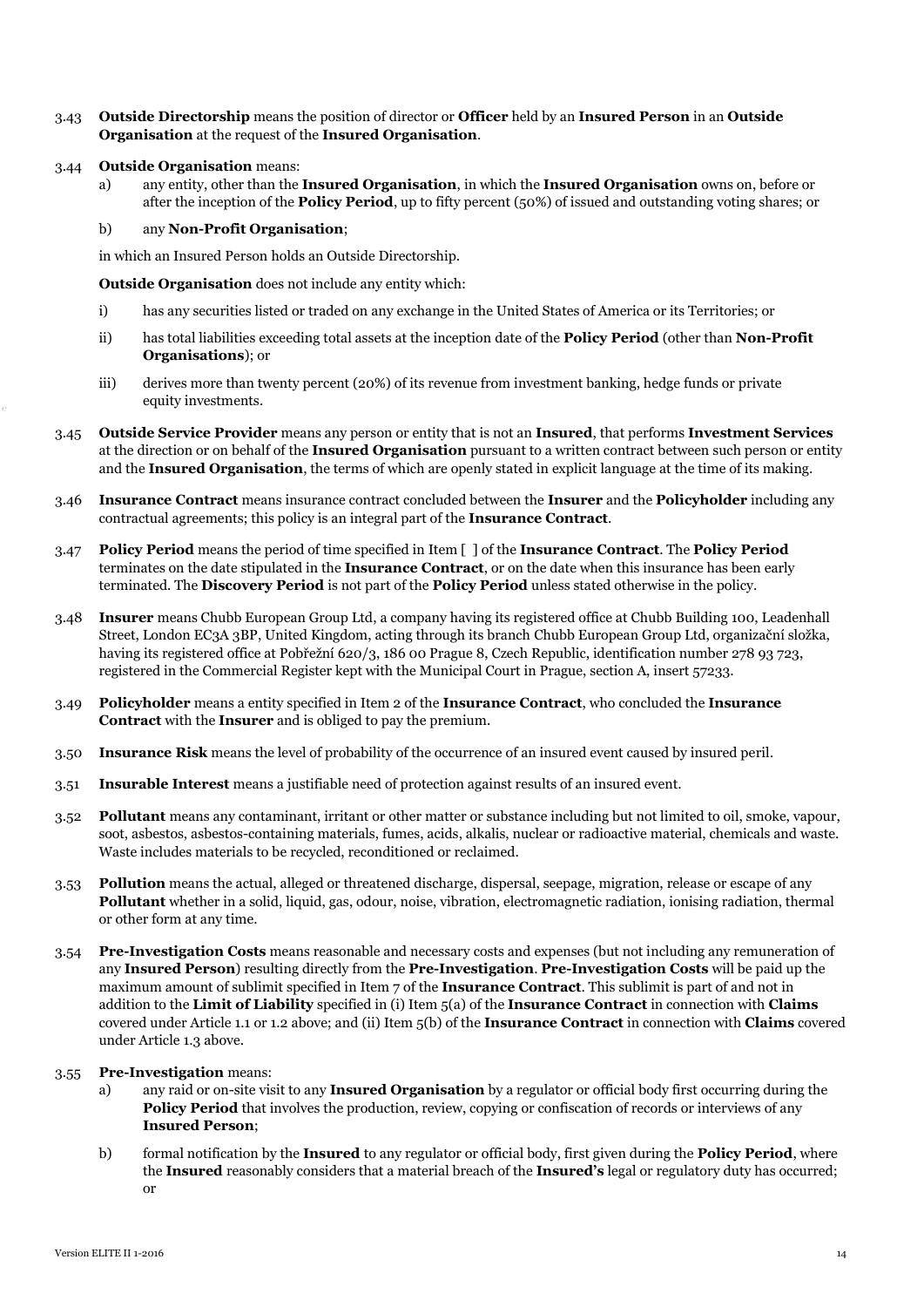3.43 **Outside Directorship** means the position of director or **Officer** held by an **Insured Person** in an **Outside Organisation** at the request of the **Insured Organisation**.

3.44 **Outside Organisation** means:

a) any entity, other than the **Insured Organisation**, in which the **Insured Organisation** owns on, before or after the inception of the **Policy Period**, up to fifty percent (50%) of issued and outstanding voting shares; or

b) any **Non-Profit Organisation**;

in which an Insured Person holds an Outside Directorship.

**Outside Organisation** does not include any entity which:

i) has any securities listed or traded on any exchange in the United States of America or its Territories; or

ii) has total liabilities exceeding total assets at the inception date of the **Policy Period** (other than **Non-Profit Organisations**); or

iii) derives more than twenty percent (20%) of its revenue from investment banking, hedge funds or private equity investments.

3.45 **Outside Service Provider** means any person or entity that is not an **Insured**, that performs **Investment Services** at the direction or on behalf of the **Insured Organisation** pursuant to a written contract between such person or entity and the **Insured Organisation**, the terms of which are openly stated in explicit language at the time of its making.

3.46 **Insurance Contract** means insurance contract concluded between the **Insurer** and the **Policyholder** including any contractual agreements; this policy is an integral part of the **Insurance Contract**.

3.47 **Policy Period** means the period of time specified in Item [ ] of the **Insurance Contract**. The **Policy Period** terminates on the date stipulated in the **Insurance Contract**, or on the date when this insurance has been early terminated. The **Discovery Period** is not part of the **Policy Period** unless stated otherwise in the policy.

3.48 **Insurer** means Chubb European Group Ltd, a company having its registered office at Chubb Building 100, Leadenhall Street, London EC3A 3BP, United Kingdom, acting through its branch Chubb European Group Ltd, organizační složka, having its registered office at Pobřežní 620/3, 186 00 Prague 8, Czech Republic, identification number 278 93 723, registered in the Commercial Register kept with the Municipal Court in Prague, section A, insert 57233.

3.49 **Policyholder** means a entity specified in Item 2 of the **Insurance Contract**, who concluded the **Insurance Contract** with the **Insurer** and is obliged to pay the premium.

3.50 **Insurance Risk** means the level of probability of the occurrence of an insured event caused by insured peril.

3.51 **Insurable Interest** means a justifiable need of protection against results of an insured event.

3.52 **Pollutant** means any contaminant, irritant or other matter or substance including but not limited to oil, smoke, vapour, soot, asbestos, asbestos-containing materials, fumes, acids, alkalis, nuclear or radioactive material, chemicals and waste. Waste includes materials to be recycled, reconditioned or reclaimed.

3.53 **Pollution** means the actual, alleged or threatened discharge, dispersal, seepage, migration, release or escape of any **Pollutant** whether in a solid, liquid, gas, odour, noise, vibration, electromagnetic radiation, ionising radiation, thermal or other form at any time.

3.54 **Pre-Investigation Costs** means reasonable and necessary costs and expenses (but not including any remuneration of any **Insured Person**) resulting directly from the **Pre-Investigation**. **Pre-Investigation Costs** will be paid up the maximum amount of sublimit specified in Item 7 of the **Insurance Contract**. This sublimit is part of and not in addition to the **Limit of Liability** specified in (i) Item 5(a) of the **Insurance Contract** in connection with **Claims** covered under Article 1.1 or 1.2 above; and (ii) Item 5(b) of the **Insurance Contract** in connection with **Claims** covered under Article 1.3 above.

3.55 **Pre-Investigation** means:

a) any raid or on-site visit to any **Insured Organisation** by a regulator or official body first occurring during the **Policy Period** that involves the production, review, copying or confiscation of records or interviews of any **Insured Person**;

b) formal notification by the **Insured** to any regulator or official body, first given during the **Policy Period**, where the **Insured** reasonably considers that a material breach of the **Insured's** legal or regulatory duty has occurred; or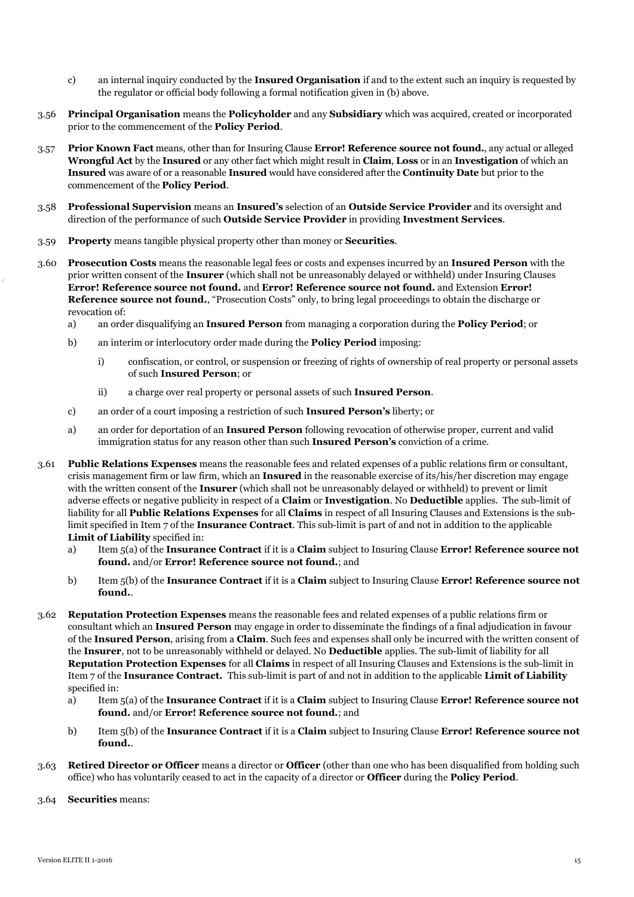c) an internal inquiry conducted by the **Insured Organisation** if and to the extent such an inquiry is requested by the regulator or official body following a formal notification given in (b) above.

3.56 **Principal Organisation** means the **Policyholder** and any **Subsidiary** which was acquired, created or incorporated prior to the commencement of the **Policy Period**.

3.57 **Prior Known Fact** means, other than for Insuring Clause **Error! Reference source not found.**, any actual or alleged **Wrongful Act** by the **Insured** or any other fact which might result in **Claim**, **Loss** or in an **Investigation** of which an **Insured** was aware of or a reasonable **Insured** would have considered after the **Continuity Date** but prior to the commencement of the **Policy Period**.

3.58 **Professional Supervision** means an **Insured's** selection of an **Outside Service Provider** and its oversight and direction of the performance of such **Outside Service Provider** in providing **Investment Services**.

3.59 **Property** means tangible physical property other than money or **Securities**.

3.60 **Prosecution Costs** means the reasonable legal fees or costs and expenses incurred by an **Insured Person** with the prior written consent of the **Insurer** (which shall not be unreasonably delayed or withheld) under Insuring Clauses **Error! Reference source not found.** and **Error! Reference source not found.** and Extension **Error! Reference source not found.**, "Prosecution Costs" only, to bring legal proceedings to obtain the discharge or revocation of:

a) an order disqualifying an **Insured Person** from managing a corporation during the **Policy Period**; or

b) an interim or interlocutory order made during the **Policy Period** imposing:

   i) confiscation, or control, or suspension or freezing of rights of ownership of real property or personal assets of such **Insured Person**; or

   ii) a charge over real property or personal assets of such **Insured Person**.

c) an order of a court imposing a restriction of such **Insured Person's** liberty; or

a) an order for deportation of an **Insured Person** following revocation of otherwise proper, current and valid immigration status for any reason other than such **Insured Person's** conviction of a crime.

3.61 **Public Relations Expenses** means the reasonable fees and related expenses of a public relations firm or consultant, crisis management firm or law firm, which an **Insured** in the reasonable exercise of its/his/her discretion may engage with the written consent of the **Insurer** (which shall not be unreasonably delayed or withheld) to prevent or limit adverse effects or negative publicity in respect of a **Claim** or **Investigation**. No **Deductible** applies. The sub-limit of liability for all **Public Relations Expenses** for all **Claims** in respect of all Insuring Clauses and Extensions is the sub-limit specified in Item 7 of the **Insurance Contract**. This sub-limit is part of and not in addition to the applicable **Limit of Liability** specified in:

a) Item 5(a) of the **Insurance Contract** if it is a **Claim** subject to Insuring Clause **Error! Reference source not found.** and/or **Error! Reference source not found.**; and

b) Item 5(b) of the **Insurance Contract** if it is a **Claim** subject to Insuring Clause **Error! Reference source not found.**.

3.62 **Reputation Protection Expenses** means the reasonable fees and related expenses of a public relations firm or consultant which an **Insured Person** may engage in order to disseminate the findings of a final adjudication in favour of the **Insured Person**, arising from a **Claim**. Such fees and expenses shall only be incurred with the written consent of the **Insurer**, not to be unreasonably withheld or delayed. No **Deductible** applies. The sub-limit of liability for all **Reputation Protection Expenses** for all **Claims** in respect of all Insuring Clauses and Extensions is the sub-limit in Item 7 of the **Insurance Contract.** This sub-limit is part of and not in addition to the applicable **Limit of Liability** specified in:

a) Item 5(a) of the **Insurance Contract** if it is a **Claim** subject to Insuring Clause **Error! Reference source not found.** and/or **Error! Reference source not found.**; and

b) Item 5(b) of the **Insurance Contract** if it is a **Claim** subject to Insuring Clause **Error! Reference source not found.**.

3.63 **Retired Director or Officer** means a director or **Officer** (other than one who has been disqualified from holding such office) who has voluntarily ceased to act in the capacity of a director or **Officer** during the **Policy Period**.

3.64 **Securities** means: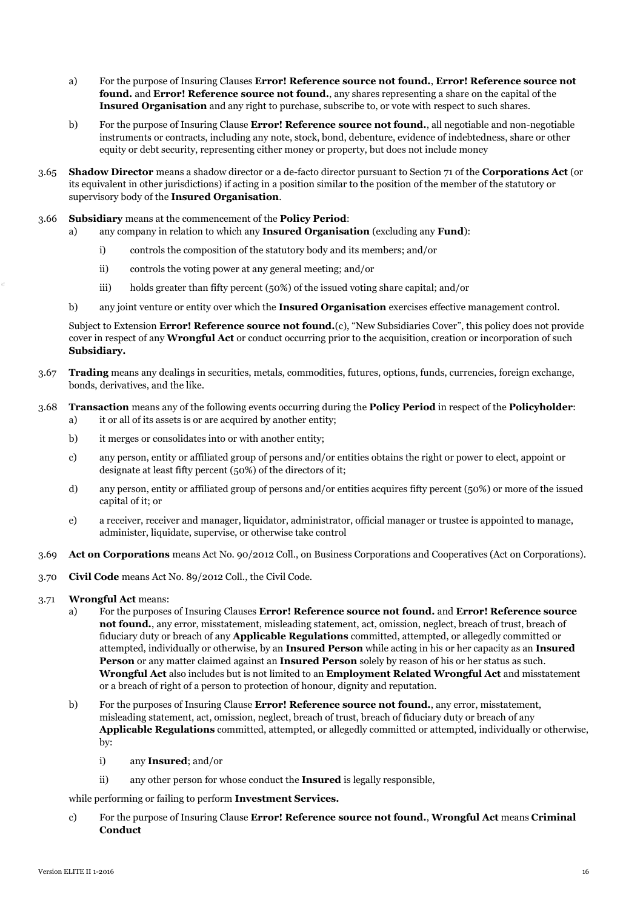a) For the purpose of Insuring Clauses **Error! Reference source not found.**, **Error! Reference source not found.** and **Error! Reference source not found.**, any shares representing a share on the capital of the **Insured Organisation** and any right to purchase, subscribe to, or vote with respect to such shares.

b) For the purpose of Insuring Clause **Error! Reference source not found.**, all negotiable and non-negotiable instruments or contracts, including any note, stock, bond, debenture, evidence of indebtedness, share or other equity or debt security, representing either money or property, but does not include money

3.65 **Shadow Director** means a shadow director or a de-facto director pursuant to Section 71 of the **Corporations Act** (or its equivalent in other jurisdictions) if acting in a position similar to the position of the member of the statutory or supervisory body of the **Insured Organisation**.

3.66 **Subsidiary** means at the commencement of the **Policy Period**:

a) any company in relation to which any **Insured Organisation** (excluding any **Fund**):

  i) controls the composition of the statutory body and its members; and/or

  ii) controls the voting power at any general meeting; and/or

  iii) holds greater than fifty percent (50%) of the issued voting share capital; and/or

b) any joint venture or entity over which the **Insured Organisation** exercises effective management control.

Subject to Extension **Error! Reference source not found.**(c), "New Subsidiaries Cover", this policy does not provide cover in respect of any **Wrongful Act** or conduct occurring prior to the acquisition, creation or incorporation of such **Subsidiary.**

3.67 **Trading** means any dealings in securities, metals, commodities, futures, options, funds, currencies, foreign exchange, bonds, derivatives, and the like.

3.68 **Transaction** means any of the following events occurring during the **Policy Period** in respect of the **Policyholder**:

a) it or all of its assets is or are acquired by another entity;

b) it merges or consolidates into or with another entity;

c) any person, entity or affiliated group of persons and/or entities obtains the right or power to elect, appoint or designate at least fifty percent (50%) of the directors of it;

d) any person, entity or affiliated group of persons and/or entities acquires fifty percent (50%) or more of the issued capital of it; or

e) a receiver, receiver and manager, liquidator, administrator, official manager or trustee is appointed to manage, administer, liquidate, supervise, or otherwise take control

3.69 **Act on Corporations** means Act No. 90/2012 Coll., on Business Corporations and Cooperatives (Act on Corporations).

3.70 **Civil Code** means Act No. 89/2012 Coll., the Civil Code.

3.71 **Wrongful Act** means:

a) For the purposes of Insuring Clauses **Error! Reference source not found.** and **Error! Reference source not found.**, any error, misstatement, misleading statement, act, omission, neglect, breach of trust, breach of fiduciary duty or breach of any **Applicable Regulations** committed, attempted, or allegedly committed or attempted, individually or otherwise, by an **Insured Person** while acting in his or her capacity as an **Insured Person** or any matter claimed against an **Insured Person** solely by reason of his or her status as such. **Wrongful Act** also includes but is not limited to an **Employment Related Wrongful Act** and misstatement or a breach of right of a person to protection of honour, dignity and reputation.

b) For the purposes of Insuring Clause **Error! Reference source not found.**, any error, misstatement, misleading statement, act, omission, neglect, breach of trust, breach of fiduciary duty or breach of any **Applicable Regulations** committed, attempted, or allegedly committed or attempted, individually or otherwise, by:

  i) any **Insured**; and/or

  ii) any other person for whose conduct the **Insured** is legally responsible,

while performing or failing to perform **Investment Services.**

c) For the purpose of Insuring Clause **Error! Reference source not found.**, **Wrongful Act** means **Criminal Conduct**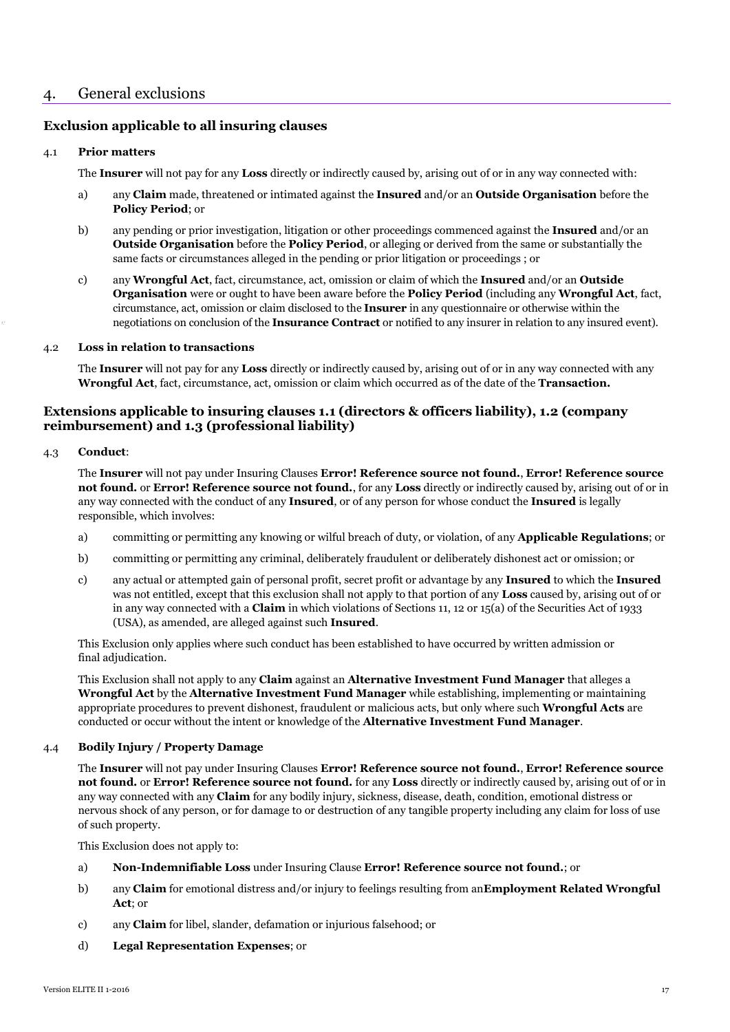## 4. General exclusions

### Exclusion applicable to all insuring clauses

4.1 **Prior matters**

The **Insurer** will not pay for any **Loss** directly or indirectly caused by, arising out of or in any way connected with:

a) any **Claim** made, threatened or intimated against the **Insured** and/or an **Outside Organisation** before the **Policy Period**; or

b) any pending or prior investigation, litigation or other proceedings commenced against the **Insured** and/or an **Outside Organisation** before the **Policy Period**, or alleging or derived from the same or substantially the same facts or circumstances alleged in the pending or prior litigation or proceedings ; or

c) any **Wrongful Act**, fact, circumstance, act, omission or claim of which the **Insured** and/or an **Outside Organisation** were or ought to have been aware before the **Policy Period** (including any **Wrongful Act**, fact, circumstance, act, omission or claim disclosed to the **Insurer** in any questionnaire or otherwise within the negotiations on conclusion of the **Insurance Contract** or notified to any insurer in relation to any insured event).

4.2 **Loss in relation to transactions**

The **Insurer** will not pay for any **Loss** directly or indirectly caused by, arising out of or in any way connected with any **Wrongful Act**, fact, circumstance, act, omission or claim which occurred as of the date of the **Transaction.**

### Extensions applicable to insuring clauses 1.1 (directors & officers liability), 1.2 (company reimbursement) and 1.3 (professional liability)

4.3 **Conduct**:

The **Insurer** will not pay under Insuring Clauses **Error! Reference source not found.**, **Error! Reference source not found.** or **Error! Reference source not found.**, for any **Loss** directly or indirectly caused by, arising out of or in any way connected with the conduct of any **Insured**, or of any person for whose conduct the **Insured** is legally responsible, which involves:

a) committing or permitting any knowing or wilful breach of duty, or violation, of any **Applicable Regulations**; or

b) committing or permitting any criminal, deliberately fraudulent or deliberately dishonest act or omission; or

c) any actual or attempted gain of personal profit, secret profit or advantage by any **Insured** to which the **Insured** was not entitled, except that this exclusion shall not apply to that portion of any **Loss** caused by, arising out of or in any way connected with a **Claim** in which violations of Sections 11, 12 or 15(a) of the Securities Act of 1933 (USA), as amended, are alleged against such **Insured**.

This Exclusion only applies where such conduct has been established to have occurred by written admission or final adjudication.

This Exclusion shall not apply to any **Claim** against an **Alternative Investment Fund Manager** that alleges a **Wrongful Act** by the **Alternative Investment Fund Manager** while establishing, implementing or maintaining appropriate procedures to prevent dishonest, fraudulent or malicious acts, but only where such **Wrongful Acts** are conducted or occur without the intent or knowledge of the **Alternative Investment Fund Manager**.

4.4 **Bodily Injury / Property Damage**

The **Insurer** will not pay under Insuring Clauses **Error! Reference source not found.**, **Error! Reference source not found.** or **Error! Reference source not found.** for any **Loss** directly or indirectly caused by, arising out of or in any way connected with any **Claim** for any bodily injury, sickness, disease, death, condition, emotional distress or nervous shock of any person, or for damage to or destruction of any tangible property including any claim for loss of use of such property.

This Exclusion does not apply to:

a) **Non-Indemnifiable Loss** under Insuring Clause **Error! Reference source not found.**; or

b) any **Claim** for emotional distress and/or injury to feelings resulting from an**Employment Related Wrongful Act**; or

c) any **Claim** for libel, slander, defamation or injurious falsehood; or

d) **Legal Representation Expenses**; or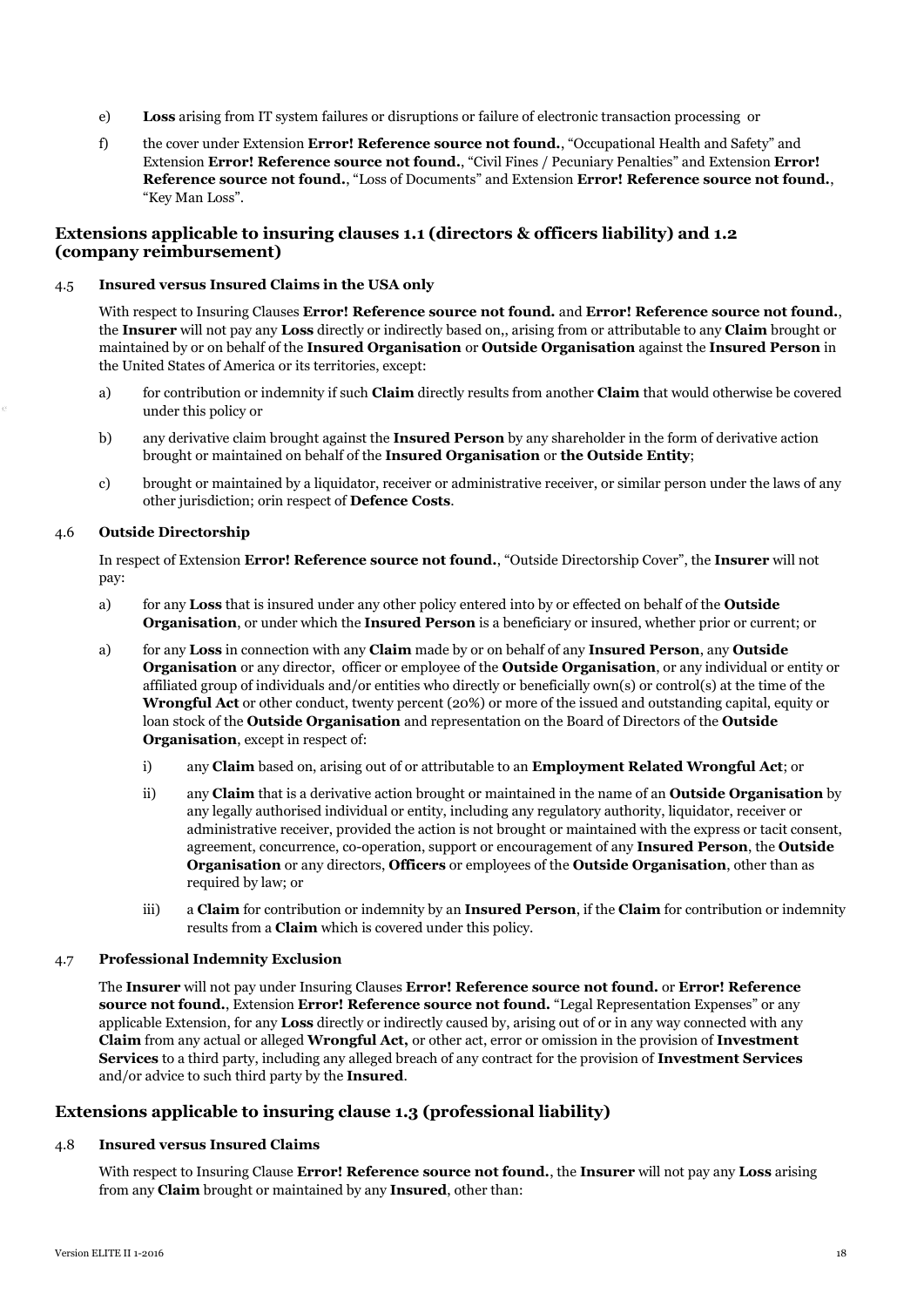e) **Loss** arising from IT system failures or disruptions or failure of electronic transaction processing or

f) the cover under Extension **Error! Reference source not found.**, "Occupational Health and Safety" and Extension **Error! Reference source not found.**, "Civil Fines / Pecuniary Penalties" and Extension **Error! Reference source not found.**, "Loss of Documents" and Extension **Error! Reference source not found.**, "Key Man Loss".

## Extensions applicable to insuring clauses 1.1 (directors & officers liability) and 1.2 (company reimbursement)

### 4.5 Insured versus Insured Claims in the USA only

With respect to Insuring Clauses **Error! Reference source not found.** and **Error! Reference source not found.**, the **Insurer** will not pay any **Loss** directly or indirectly based on,, arising from or attributable to any **Claim** brought or maintained by or on behalf of the **Insured Organisation** or **Outside Organisation** against the **Insured Person** in the United States of America or its territories, except:

a) for contribution or indemnity if such **Claim** directly results from another **Claim** that would otherwise be covered under this policy or

b) any derivative claim brought against the **Insured Person** by any shareholder in the form of derivative action brought or maintained on behalf of the **Insured Organisation** or **the Outside Entity**;

c) brought or maintained by a liquidator, receiver or administrative receiver, or similar person under the laws of any other jurisdiction; orin respect of **Defence Costs**.

### 4.6 Outside Directorship

In respect of Extension **Error! Reference source not found.**, "Outside Directorship Cover", the **Insurer** will not pay:

a) for any **Loss** that is insured under any other policy entered into by or effected on behalf of the **Outside Organisation**, or under which the **Insured Person** is a beneficiary or insured, whether prior or current; or

a) for any **Loss** in connection with any **Claim** made by or on behalf of any **Insured Person**, any **Outside Organisation** or any director, officer or employee of the **Outside Organisation**, or any individual or entity or affiliated group of individuals and/or entities who directly or beneficially own(s) or control(s) at the time of the **Wrongful Act** or other conduct, twenty percent (20%) or more of the issued and outstanding capital, equity or loan stock of the **Outside Organisation** and representation on the Board of Directors of the **Outside Organisation**, except in respect of:

   i) any **Claim** based on, arising out of or attributable to an **Employment Related Wrongful Act**; or

   ii) any **Claim** that is a derivative action brought or maintained in the name of an **Outside Organisation** by any legally authorised individual or entity, including any regulatory authority, liquidator, receiver or administrative receiver, provided the action is not brought or maintained with the express or tacit consent, agreement, concurrence, co-operation, support or encouragement of any **Insured Person**, the **Outside Organisation** or any directors, **Officers** or employees of the **Outside Organisation**, other than as required by law; or

   iii) a **Claim** for contribution or indemnity by an **Insured Person**, if the **Claim** for contribution or indemnity results from a **Claim** which is covered under this policy.

### 4.7 Professional Indemnity Exclusion

The **Insurer** will not pay under Insuring Clauses **Error! Reference source not found.** or **Error! Reference source not found.**, Extension **Error! Reference source not found.** "Legal Representation Expenses" or any applicable Extension, for any **Loss** directly or indirectly caused by, arising out of or in any way connected with any **Claim** from any actual or alleged **Wrongful Act,** or other act, error or omission in the provision of **Investment Services** to a third party, including any alleged breach of any contract for the provision of **Investment Services** and/or advice to such third party by the **Insured**.

## Extensions applicable to insuring clause 1.3 (professional liability)

### 4.8 Insured versus Insured Claims

With respect to Insuring Clause **Error! Reference source not found.**, the **Insurer** will not pay any **Loss** arising from any **Claim** brought or maintained by any **Insured**, other than: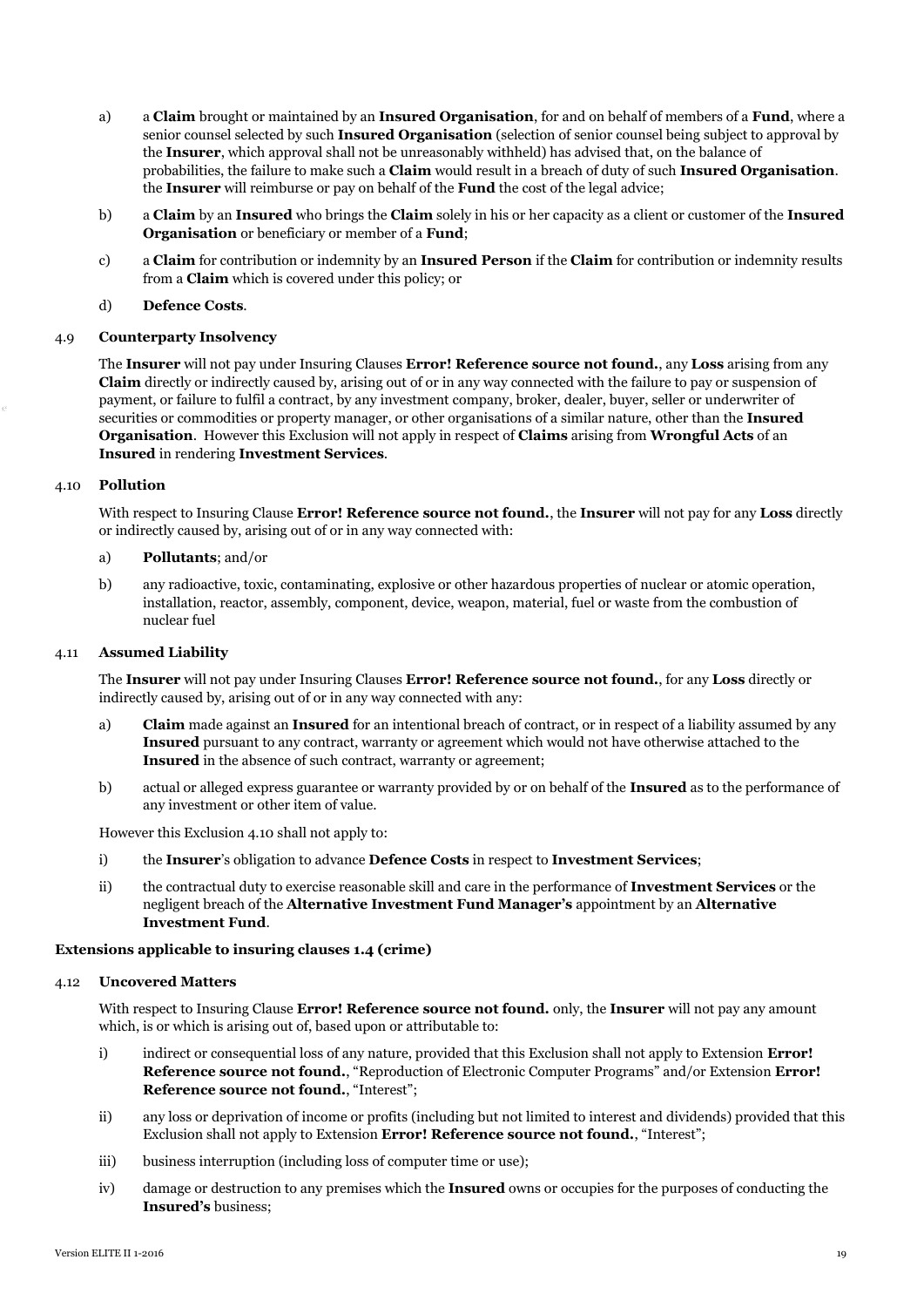a) a **Claim** brought or maintained by an **Insured Organisation**, for and on behalf of members of a **Fund**, where a senior counsel selected by such **Insured Organisation** (selection of senior counsel being subject to approval by the **Insurer**, which approval shall not be unreasonably withheld) has advised that, on the balance of probabilities, the failure to make such a **Claim** would result in a breach of duty of such **Insured Organisation**. the **Insurer** will reimburse or pay on behalf of the **Fund** the cost of the legal advice;

b) a **Claim** by an **Insured** who brings the **Claim** solely in his or her capacity as a client or customer of the **Insured Organisation** or beneficiary or member of a **Fund**;

c) a **Claim** for contribution or indemnity by an **Insured Person** if the **Claim** for contribution or indemnity results from a **Claim** which is covered under this policy; or

d) **Defence Costs**.

### 4.9 Counterparty Insolvency

The **Insurer** will not pay under Insuring Clauses **Error! Reference source not found.**, any **Loss** arising from any **Claim** directly or indirectly caused by, arising out of or in any way connected with the failure to pay or suspension of payment, or failure to fulfil a contract, by any investment company, broker, dealer, buyer, seller or underwriter of securities or commodities or property manager, or other organisations of a similar nature, other than the **Insured Organisation**. However this Exclusion will not apply in respect of **Claims** arising from **Wrongful Acts** of an **Insured** in rendering **Investment Services**.

### 4.10 Pollution

With respect to Insuring Clause **Error! Reference source not found.**, the **Insurer** will not pay for any **Loss** directly or indirectly caused by, arising out of or in any way connected with:

a) **Pollutants**; and/or

b) any radioactive, toxic, contaminating, explosive or other hazardous properties of nuclear or atomic operation, installation, reactor, assembly, component, device, weapon, material, fuel or waste from the combustion of nuclear fuel

### 4.11 Assumed Liability

The **Insurer** will not pay under Insuring Clauses **Error! Reference source not found.**, for any **Loss** directly or indirectly caused by, arising out of or in any way connected with any:

a) **Claim** made against an **Insured** for an intentional breach of contract, or in respect of a liability assumed by any **Insured** pursuant to any contract, warranty or agreement which would not have otherwise attached to the **Insured** in the absence of such contract, warranty or agreement;

b) actual or alleged express guarantee or warranty provided by or on behalf of the **Insured** as to the performance of any investment or other item of value.

However this Exclusion 4.10 shall not apply to:

i) the **Insurer**'s obligation to advance **Defence Costs** in respect to **Investment Services**;

ii) the contractual duty to exercise reasonable skill and care in the performance of **Investment Services** or the negligent breach of the **Alternative Investment Fund Manager's** appointment by an **Alternative Investment Fund**.

**Extensions applicable to insuring clauses 1.4 (crime)**

### 4.12 Uncovered Matters

With respect to Insuring Clause **Error! Reference source not found.** only, the **Insurer** will not pay any amount which, is or which is arising out of, based upon or attributable to:

i) indirect or consequential loss of any nature, provided that this Exclusion shall not apply to Extension **Error! Reference source not found.**, "Reproduction of Electronic Computer Programs" and/or Extension **Error! Reference source not found.**, "Interest";

ii) any loss or deprivation of income or profits (including but not limited to interest and dividends) provided that this Exclusion shall not apply to Extension **Error! Reference source not found.**, "Interest";

iii) business interruption (including loss of computer time or use);

iv) damage or destruction to any premises which the **Insured** owns or occupies for the purposes of conducting the **Insured's** business;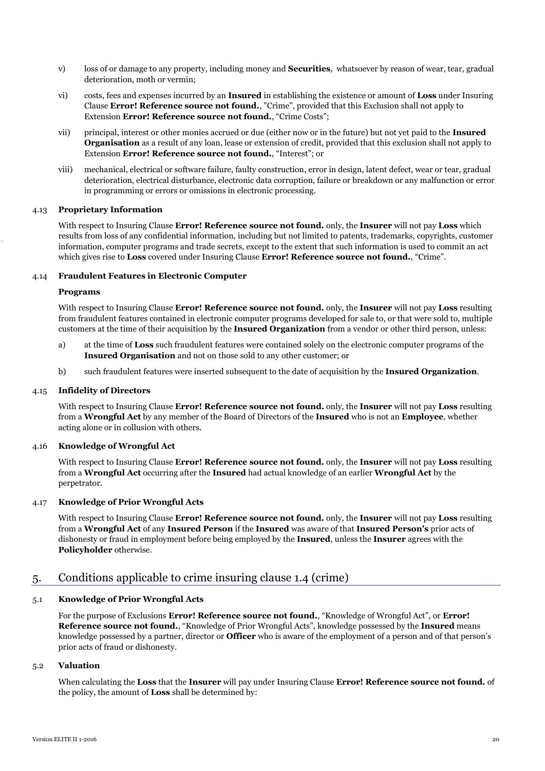v) loss of or damage to any property, including money and **Securities**, whatsoever by reason of wear, tear, gradual deterioration, moth or vermin;

vi) costs, fees and expenses incurred by an **Insured** in establishing the existence or amount of **Loss** under Insuring Clause **Error! Reference source not found.**, "Crime", provided that this Exclusion shall not apply to Extension **Error! Reference source not found.**, "Crime Costs";

vii) principal, interest or other monies accrued or due (either now or in the future) but not yet paid to the **Insured Organisation** as a result of any loan, lease or extension of credit, provided that this exclusion shall not apply to Extension **Error! Reference source not found.**, "Interest"; or

viii) mechanical, electrical or software failure, faulty construction, error in design, latent defect, wear or tear, gradual deterioration, electrical disturbance, electronic data corruption, failure or breakdown or any malfunction or error in programming or errors or omissions in electronic processing.

### 4.13 Proprietary Information

With respect to Insuring Clause **Error! Reference source not found.** only, the **Insurer** will not pay **Loss** which results from loss of any confidential information, including but not limited to patents, trademarks, copyrights, customer information, computer programs and trade secrets, except to the extent that such information is used to commit an act which gives rise to **Loss** covered under Insuring Clause **Error! Reference source not found.**, "Crime".

### 4.14 Fraudulent Features in Electronic Computer Programs

With respect to Insuring Clause **Error! Reference source not found.** only, the **Insurer** will not pay **Loss** resulting from fraudulent features contained in electronic computer programs developed for sale to, or that were sold to, multiple customers at the time of their acquisition by the **Insured Organization** from a vendor or other third person, unless:

a) at the time of **Loss** such fraudulent features were contained solely on the electronic computer programs of the **Insured Organisation** and not on those sold to any other customer; or

b) such fraudulent features were inserted subsequent to the date of acquisition by the **Insured Organization**.

### 4.15 Infidelity of Directors

With respect to Insuring Clause **Error! Reference source not found.** only, the **Insurer** will not pay **Loss** resulting from a **Wrongful Act** by any member of the Board of Directors of the **Insured** who is not an **Employee**, whether acting alone or in collusion with others.

### 4.16 Knowledge of Wrongful Act

With respect to Insuring Clause **Error! Reference source not found.** only, the **Insurer** will not pay **Loss** resulting from a **Wrongful Act** occurring after the **Insured** had actual knowledge of an earlier **Wrongful Act** by the perpetrator.

### 4.17 Knowledge of Prior Wrongful Acts

With respect to Insuring Clause **Error! Reference source not found.** only, the **Insurer** will not pay **Loss** resulting from a **Wrongful Act** of any **Insured Person** if the **Insured** was aware of that **Insured Person's** prior acts of dishonesty or fraud in employment before being employed by the **Insured**, unless the **Insurer** agrees with the **Policyholder** otherwise.

## 5. Conditions applicable to crime insuring clause 1.4 (crime)

### 5.1 Knowledge of Prior Wrongful Acts

For the purpose of Exclusions **Error! Reference source not found.**, "Knowledge of Wrongful Act", or **Error! Reference source not found.**, "Knowledge of Prior Wrongful Acts", knowledge possessed by the **Insured** means knowledge possessed by a partner, director or **Officer** who is aware of the employment of a person and of that person's prior acts of fraud or dishonesty.

### 5.2 Valuation

When calculating the **Loss** that the **Insurer** will pay under Insuring Clause **Error! Reference source not found.** of the policy, the amount of **Loss** shall be determined by: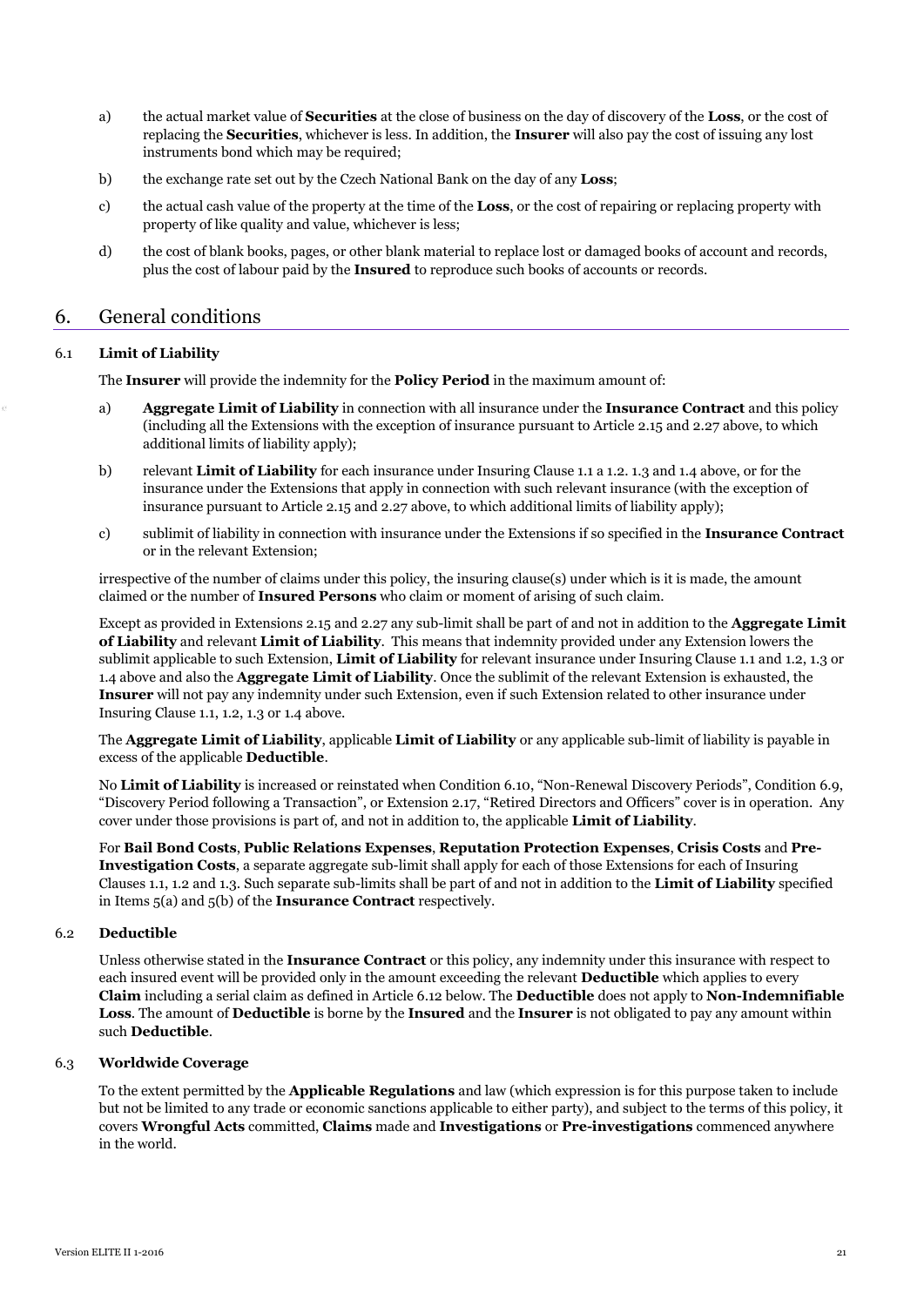a) the actual market value of **Securities** at the close of business on the day of discovery of the **Loss**, or the cost of replacing the **Securities**, whichever is less. In addition, the **Insurer** will also pay the cost of issuing any lost instruments bond which may be required;

b) the exchange rate set out by the Czech National Bank on the day of any **Loss**;

c) the actual cash value of the property at the time of the **Loss**, or the cost of repairing or replacing property with property of like quality and value, whichever is less;

d) the cost of blank books, pages, or other blank material to replace lost or damaged books of account and records, plus the cost of labour paid by the **Insured** to reproduce such books of accounts or records.

## 6. General conditions

### 6.1 Limit of Liability

The **Insurer** will provide the indemnity for the **Policy Period** in the maximum amount of:

a) **Aggregate Limit of Liability** in connection with all insurance under the **Insurance Contract** and this policy (including all the Extensions with the exception of insurance pursuant to Article 2.15 and 2.27 above, to which additional limits of liability apply);

b) relevant **Limit of Liability** for each insurance under Insuring Clause 1.1 a 1.2. 1.3 and 1.4 above, or for the insurance under the Extensions that apply in connection with such relevant insurance (with the exception of insurance pursuant to Article 2.15 and 2.27 above, to which additional limits of liability apply);

c) sublimit of liability in connection with insurance under the Extensions if so specified in the **Insurance Contract** or in the relevant Extension;

irrespective of the number of claims under this policy, the insuring clause(s) under which is it is made, the amount claimed or the number of **Insured Persons** who claim or moment of arising of such claim.

Except as provided in Extensions 2.15 and 2.27 any sub-limit shall be part of and not in addition to the **Aggregate Limit of Liability** and relevant **Limit of Liability**. This means that indemnity provided under any Extension lowers the sublimit applicable to such Extension, **Limit of Liability** for relevant insurance under Insuring Clause 1.1 and 1.2, 1.3 or 1.4 above and also the **Aggregate Limit of Liability**. Once the sublimit of the relevant Extension is exhausted, the **Insurer** will not pay any indemnity under such Extension, even if such Extension related to other insurance under Insuring Clause 1.1, 1.2, 1.3 or 1.4 above.

The **Aggregate Limit of Liability**, applicable **Limit of Liability** or any applicable sub-limit of liability is payable in excess of the applicable **Deductible**.

No **Limit of Liability** is increased or reinstated when Condition 6.10, "Non-Renewal Discovery Periods", Condition 6.9, "Discovery Period following a Transaction", or Extension 2.17, "Retired Directors and Officers" cover is in operation. Any cover under those provisions is part of, and not in addition to, the applicable **Limit of Liability**.

For **Bail Bond Costs**, **Public Relations Expenses**, **Reputation Protection Expenses**, **Crisis Costs** and **Pre-Investigation Costs**, a separate aggregate sub-limit shall apply for each of those Extensions for each of Insuring Clauses 1.1, 1.2 and 1.3. Such separate sub-limits shall be part of and not in addition to the **Limit of Liability** specified in Items 5(a) and 5(b) of the **Insurance Contract** respectively.

### 6.2 Deductible

Unless otherwise stated in the **Insurance Contract** or this policy, any indemnity under this insurance with respect to each insured event will be provided only in the amount exceeding the relevant **Deductible** which applies to every **Claim** including a serial claim as defined in Article 6.12 below. The **Deductible** does not apply to **Non-Indemnifiable Loss**. The amount of **Deductible** is borne by the **Insured** and the **Insurer** is not obligated to pay any amount within such **Deductible**.

### 6.3 Worldwide Coverage

To the extent permitted by the **Applicable Regulations** and law (which expression is for this purpose taken to include but not be limited to any trade or economic sanctions applicable to either party), and subject to the terms of this policy, it covers **Wrongful Acts** committed, **Claims** made and **Investigations** or **Pre-investigations** commenced anywhere in the world.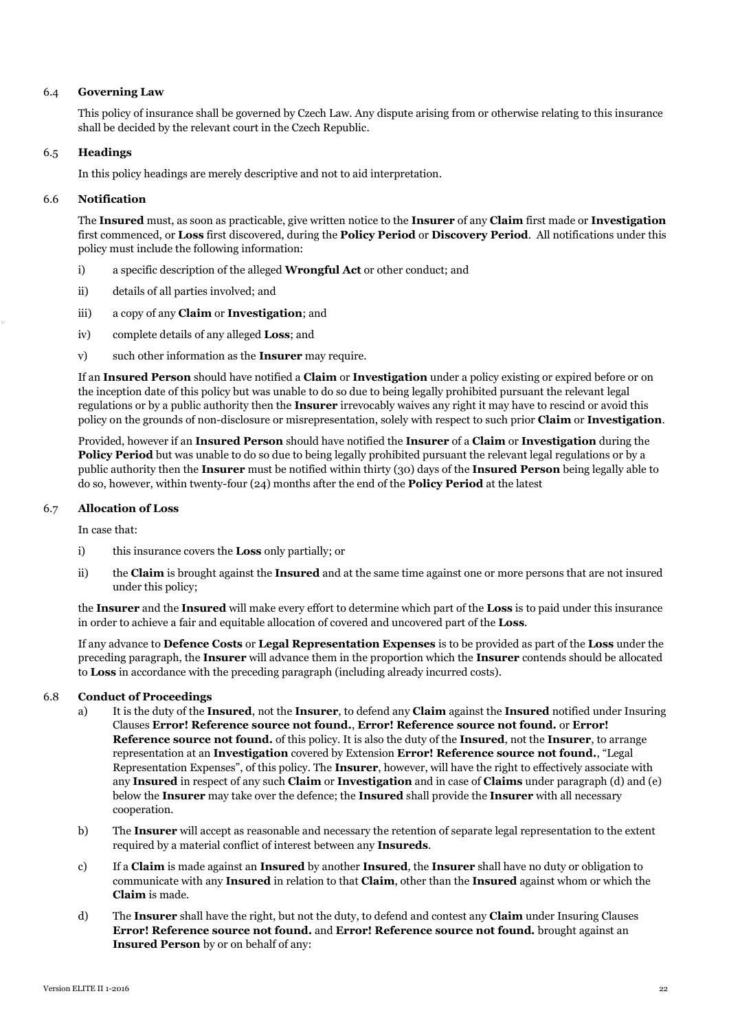### 6.4 **Governing Law**

This policy of insurance shall be governed by Czech Law. Any dispute arising from or otherwise relating to this insurance shall be decided by the relevant court in the Czech Republic.

### 6.5 **Headings**

In this policy headings are merely descriptive and not to aid interpretation.

### 6.6 **Notification**

The **Insured** must, as soon as practicable, give written notice to the **Insurer** of any **Claim** first made or **Investigation** first commenced, or **Loss** first discovered, during the **Policy Period** or **Discovery Period**. All notifications under this policy must include the following information:

i) a specific description of the alleged **Wrongful Act** or other conduct; and

ii) details of all parties involved; and

iii) a copy of any **Claim** or **Investigation**; and

iv) complete details of any alleged **Loss**; and

v) such other information as the **Insurer** may require.

If an **Insured Person** should have notified a **Claim** or **Investigation** under a policy existing or expired before or on the inception date of this policy but was unable to do so due to being legally prohibited pursuant the relevant legal regulations or by a public authority then the **Insurer** irrevocably waives any right it may have to rescind or avoid this policy on the grounds of non-disclosure or misrepresentation, solely with respect to such prior **Claim** or **Investigation**.

Provided, however if an **Insured Person** should have notified the **Insurer** of a **Claim** or **Investigation** during the **Policy Period** but was unable to do so due to being legally prohibited pursuant the relevant legal regulations or by a public authority then the **Insurer** must be notified within thirty (30) days of the **Insured Person** being legally able to do so, however, within twenty-four (24) months after the end of the **Policy Period** at the latest

### 6.7 **Allocation of Loss**

In case that:

i) this insurance covers the **Loss** only partially; or

ii) the **Claim** is brought against the **Insured** and at the same time against one or more persons that are not insured under this policy;

the **Insurer** and the **Insured** will make every effort to determine which part of the **Loss** is to paid under this insurance in order to achieve a fair and equitable allocation of covered and uncovered part of the **Loss**.

If any advance to **Defence Costs** or **Legal Representation Expenses** is to be provided as part of the **Loss** under the preceding paragraph, the **Insurer** will advance them in the proportion which the **Insurer** contends should be allocated to **Loss** in accordance with the preceding paragraph (including already incurred costs).

### 6.8 **Conduct of Proceedings**

a) It is the duty of the **Insured**, not the **Insurer**, to defend any **Claim** against the **Insured** notified under Insuring Clauses **Error! Reference source not found.**, **Error! Reference source not found.** or **Error! Reference source not found.** of this policy. It is also the duty of the **Insured**, not the **Insurer**, to arrange representation at an **Investigation** covered by Extension **Error! Reference source not found.**, "Legal Representation Expenses", of this policy. The **Insurer**, however, will have the right to effectively associate with any **Insured** in respect of any such **Claim** or **Investigation** and in case of **Claims** under paragraph (d) and (e) below the **Insurer** may take over the defence; the **Insured** shall provide the **Insurer** with all necessary cooperation.

b) The **Insurer** will accept as reasonable and necessary the retention of separate legal representation to the extent required by a material conflict of interest between any **Insureds**.

c) If a **Claim** is made against an **Insured** by another **Insured**, the **Insurer** shall have no duty or obligation to communicate with any **Insured** in relation to that **Claim**, other than the **Insured** against whom or which the **Claim** is made.

d) The **Insurer** shall have the right, but not the duty, to defend and contest any **Claim** under Insuring Clauses **Error! Reference source not found.** and **Error! Reference source not found.** brought against an **Insured Person** by or on behalf of any: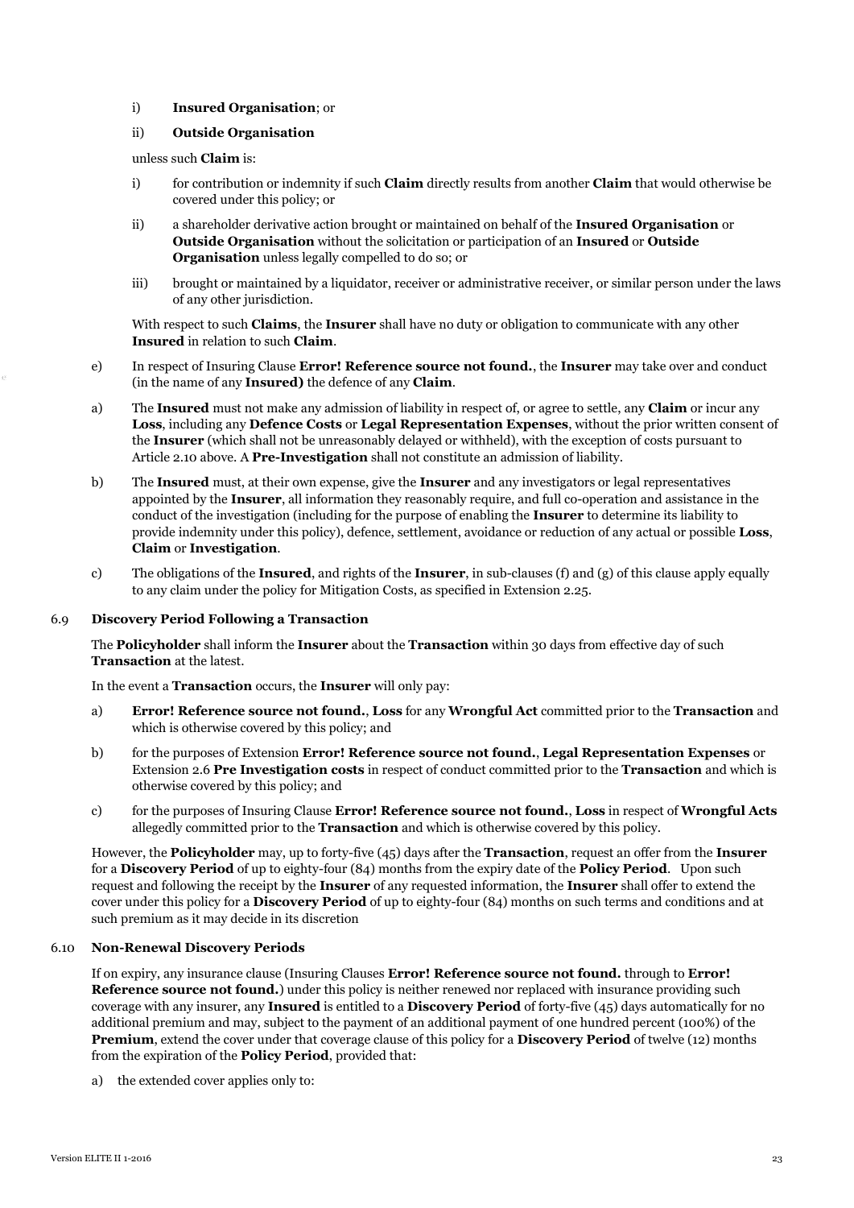i) **Insured Organisation**; or

ii) **Outside Organisation**

unless such **Claim** is:

i) for contribution or indemnity if such **Claim** directly results from another **Claim** that would otherwise be covered under this policy; or

ii) a shareholder derivative action brought or maintained on behalf of the **Insured Organisation** or **Outside Organisation** without the solicitation or participation of an **Insured** or **Outside Organisation** unless legally compelled to do so; or

iii) brought or maintained by a liquidator, receiver or administrative receiver, or similar person under the laws of any other jurisdiction.

With respect to such **Claims**, the **Insurer** shall have no duty or obligation to communicate with any other **Insured** in relation to such **Claim**.

e) In respect of Insuring Clause **Error! Reference source not found.**, the **Insurer** may take over and conduct (in the name of any **Insured)** the defence of any **Claim**.

a) The **Insured** must not make any admission of liability in respect of, or agree to settle, any **Claim** or incur any **Loss**, including any **Defence Costs** or **Legal Representation Expenses**, without the prior written consent of the **Insurer** (which shall not be unreasonably delayed or withheld), with the exception of costs pursuant to Article 2.10 above. A **Pre-Investigation** shall not constitute an admission of liability.

b) The **Insured** must, at their own expense, give the **Insurer** and any investigators or legal representatives appointed by the **Insurer**, all information they reasonably require, and full co-operation and assistance in the conduct of the investigation (including for the purpose of enabling the **Insurer** to determine its liability to provide indemnity under this policy), defence, settlement, avoidance or reduction of any actual or possible **Loss**, **Claim** or **Investigation**.

c) The obligations of the **Insured**, and rights of the **Insurer**, in sub-clauses (f) and (g) of this clause apply equally to any claim under the policy for Mitigation Costs, as specified in Extension 2.25.

### 6.9 Discovery Period Following a Transaction

The **Policyholder** shall inform the **Insurer** about the **Transaction** within 30 days from effective day of such **Transaction** at the latest.

In the event a **Transaction** occurs, the **Insurer** will only pay:

a) **Error! Reference source not found.**, **Loss** for any **Wrongful Act** committed prior to the **Transaction** and which is otherwise covered by this policy; and

b) for the purposes of Extension **Error! Reference source not found.**, **Legal Representation Expenses** or Extension 2.6 **Pre Investigation costs** in respect of conduct committed prior to the **Transaction** and which is otherwise covered by this policy; and

c) for the purposes of Insuring Clause **Error! Reference source not found.**, **Loss** in respect of **Wrongful Acts** allegedly committed prior to the **Transaction** and which is otherwise covered by this policy.

However, the **Policyholder** may, up to forty-five (45) days after the **Transaction**, request an offer from the **Insurer** for a **Discovery Period** of up to eighty-four (84) months from the expiry date of the **Policy Period**. Upon such request and following the receipt by the **Insurer** of any requested information, the **Insurer** shall offer to extend the cover under this policy for a **Discovery Period** of up to eighty-four (84) months on such terms and conditions and at such premium as it may decide in its discretion

### 6.10 Non-Renewal Discovery Periods

If on expiry, any insurance clause (Insuring Clauses **Error! Reference source not found.** through to **Error! Reference source not found.**) under this policy is neither renewed nor replaced with insurance providing such coverage with any insurer, any **Insured** is entitled to a **Discovery Period** of forty-five (45) days automatically for no additional premium and may, subject to the payment of an additional payment of one hundred percent (100%) of the **Premium**, extend the cover under that coverage clause of this policy for a **Discovery Period** of twelve (12) months from the expiration of the **Policy Period**, provided that:

a) the extended cover applies only to: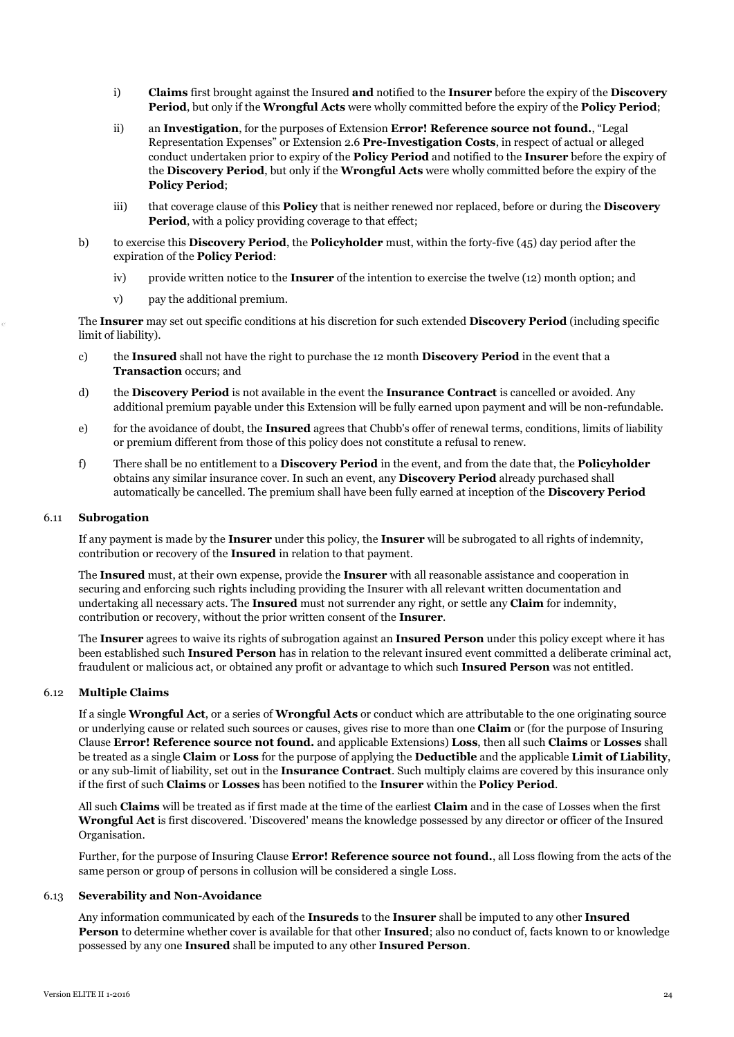i) **Claims** first brought against the Insured **and** notified to the **Insurer** before the expiry of the **Discovery Period**, but only if the **Wrongful Acts** were wholly committed before the expiry of the **Policy Period**;

ii) an **Investigation**, for the purposes of Extension **Error! Reference source not found.**, "Legal Representation Expenses" or Extension 2.6 **Pre-Investigation Costs**, in respect of actual or alleged conduct undertaken prior to expiry of the **Policy Period** and notified to the **Insurer** before the expiry of the **Discovery Period**, but only if the **Wrongful Acts** were wholly committed before the expiry of the **Policy Period**;

iii) that coverage clause of this **Policy** that is neither renewed nor replaced, before or during the **Discovery Period**, with a policy providing coverage to that effect;

b) to exercise this **Discovery Period**, the **Policyholder** must, within the forty-five (45) day period after the expiration of the **Policy Period**:

iv) provide written notice to the **Insurer** of the intention to exercise the twelve (12) month option; and

v) pay the additional premium.

The **Insurer** may set out specific conditions at his discretion for such extended **Discovery Period** (including specific limit of liability).

c) the **Insured** shall not have the right to purchase the 12 month **Discovery Period** in the event that a **Transaction** occurs; and

d) the **Discovery Period** is not available in the event the **Insurance Contract** is cancelled or avoided. Any additional premium payable under this Extension will be fully earned upon payment and will be non-refundable.

e) for the avoidance of doubt, the **Insured** agrees that Chubb's offer of renewal terms, conditions, limits of liability or premium different from those of this policy does not constitute a refusal to renew.

f) There shall be no entitlement to a **Discovery Period** in the event, and from the date that, the **Policyholder** obtains any similar insurance cover. In such an event, any **Discovery Period** already purchased shall automatically be cancelled. The premium shall have been fully earned at inception of the **Discovery Period**

### 6.11 Subrogation

If any payment is made by the **Insurer** under this policy, the **Insurer** will be subrogated to all rights of indemnity, contribution or recovery of the **Insured** in relation to that payment.

The **Insured** must, at their own expense, provide the **Insurer** with all reasonable assistance and cooperation in securing and enforcing such rights including providing the Insurer with all relevant written documentation and undertaking all necessary acts. The **Insured** must not surrender any right, or settle any **Claim** for indemnity, contribution or recovery, without the prior written consent of the **Insurer**.

The **Insurer** agrees to waive its rights of subrogation against an **Insured Person** under this policy except where it has been established such **Insured Person** has in relation to the relevant insured event committed a deliberate criminal act, fraudulent or malicious act, or obtained any profit or advantage to which such **Insured Person** was not entitled.

### 6.12 Multiple Claims

If a single **Wrongful Act**, or a series of **Wrongful Acts** or conduct which are attributable to the one originating source or underlying cause or related such sources or causes, gives rise to more than one **Claim** or (for the purpose of Insuring Clause **Error! Reference source not found.** and applicable Extensions) **Loss**, then all such **Claims** or **Losses** shall be treated as a single **Claim** or **Loss** for the purpose of applying the **Deductible** and the applicable **Limit of Liability**, or any sub-limit of liability, set out in the **Insurance Contract**. Such multiply claims are covered by this insurance only if the first of such **Claims** or **Losses** has been notified to the **Insurer** within the **Policy Period**.

All such **Claims** will be treated as if first made at the time of the earliest **Claim** and in the case of Losses when the first **Wrongful Act** is first discovered. 'Discovered' means the knowledge possessed by any director or officer of the Insured Organisation.

Further, for the purpose of Insuring Clause **Error! Reference source not found.**, all Loss flowing from the acts of the same person or group of persons in collusion will be considered a single Loss.

### 6.13 Severability and Non-Avoidance

Any information communicated by each of the **Insureds** to the **Insurer** shall be imputed to any other **Insured Person** to determine whether cover is available for that other **Insured**; also no conduct of, facts known to or knowledge possessed by any one **Insured** shall be imputed to any other **Insured Person**.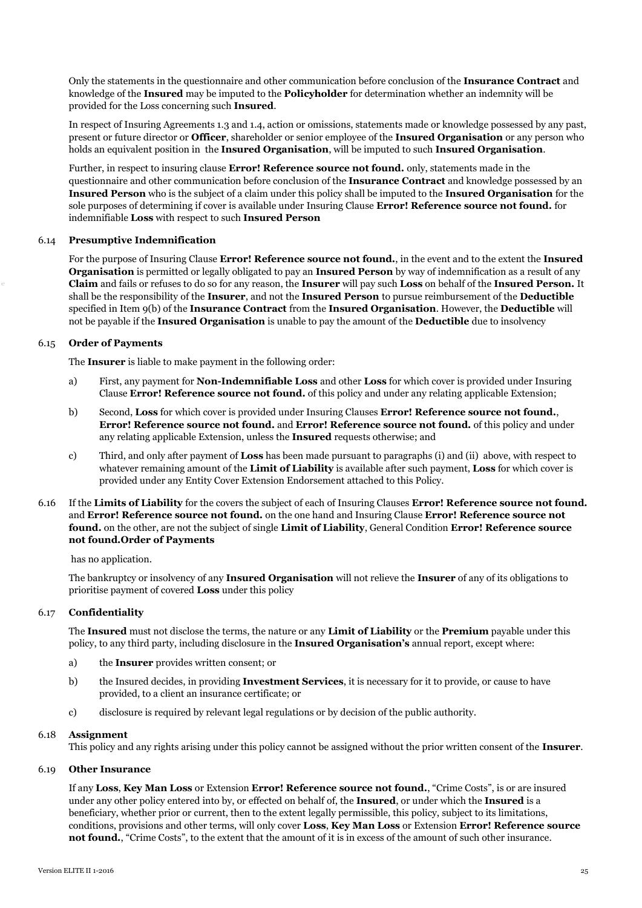Only the statements in the questionnaire and other communication before conclusion of the **Insurance Contract** and knowledge of the **Insured** may be imputed to the **Policyholder** for determination whether an indemnity will be provided for the Loss concerning such **Insured**.

In respect of Insuring Agreements 1.3 and 1.4, action or omissions, statements made or knowledge possessed by any past, present or future director or **Officer**, shareholder or senior employee of the **Insured Organisation** or any person who holds an equivalent position in the **Insured Organisation**, will be imputed to such **Insured Organisation**.

Further, in respect to insuring clause **Error! Reference source not found.** only, statements made in the questionnaire and other communication before conclusion of the **Insurance Contract** and knowledge possessed by an **Insured Person** who is the subject of a claim under this policy shall be imputed to the **Insured Organisation** for the sole purposes of determining if cover is available under Insuring Clause **Error! Reference source not found.** for indemnifiable **Loss** with respect to such **Insured Person**

6.14 **Presumptive Indemnification**

For the purpose of Insuring Clause **Error! Reference source not found.**, in the event and to the extent the **Insured Organisation** is permitted or legally obligated to pay an **Insured Person** by way of indemnification as a result of any **Claim** and fails or refuses to do so for any reason, the **Insurer** will pay such **Loss** on behalf of the **Insured Person.** It shall be the responsibility of the **Insurer**, and not the **Insured Person** to pursue reimbursement of the **Deductible** specified in Item 9(b) of the **Insurance Contract** from the **Insured Organisation**. However, the **Deductible** will not be payable if the **Insured Organisation** is unable to pay the amount of the **Deductible** due to insolvency

6.15 **Order of Payments**

The **Insurer** is liable to make payment in the following order:

a) First, any payment for **Non-Indemnifiable Loss** and other **Loss** for which cover is provided under Insuring Clause **Error! Reference source not found.** of this policy and under any relating applicable Extension;

b) Second, **Loss** for which cover is provided under Insuring Clauses **Error! Reference source not found.**, **Error! Reference source not found.** and **Error! Reference source not found.** of this policy and under any relating applicable Extension, unless the **Insured** requests otherwise; and

c) Third, and only after payment of **Loss** has been made pursuant to paragraphs (i) and (ii) above, with respect to whatever remaining amount of the **Limit of Liability** is available after such payment, **Loss** for which cover is provided under any Entity Cover Extension Endorsement attached to this Policy.

6.16 If the **Limits of Liability** for the covers the subject of each of Insuring Clauses **Error! Reference source not found.** and **Error! Reference source not found.** on the one hand and Insuring Clause **Error! Reference source not found.** on the other, are not the subject of single **Limit of Liability**, General Condition **Error! Reference source not found.Order of Payments**

has no application.

The bankruptcy or insolvency of any **Insured Organisation** will not relieve the **Insurer** of any of its obligations to prioritise payment of covered **Loss** under this policy

6.17 **Confidentiality**

The **Insured** must not disclose the terms, the nature or any **Limit of Liability** or the **Premium** payable under this policy, to any third party, including disclosure in the **Insured Organisation's** annual report, except where:

a) the **Insurer** provides written consent; or

b) the Insured decides, in providing **Investment Services**, it is necessary for it to provide, or cause to have provided, to a client an insurance certificate; or

c) disclosure is required by relevant legal regulations or by decision of the public authority.

6.18 **Assignment**

This policy and any rights arising under this policy cannot be assigned without the prior written consent of the **Insurer**.

6.19 **Other Insurance**

If any **Loss**, **Key Man Loss** or Extension **Error! Reference source not found.**, "Crime Costs", is or are insured under any other policy entered into by, or effected on behalf of, the **Insured**, or under which the **Insured** is a beneficiary, whether prior or current, then to the extent legally permissible, this policy, subject to its limitations, conditions, provisions and other terms, will only cover **Loss**, **Key Man Loss** or Extension **Error! Reference source not found.**, "Crime Costs", to the extent that the amount of it is in excess of the amount of such other insurance.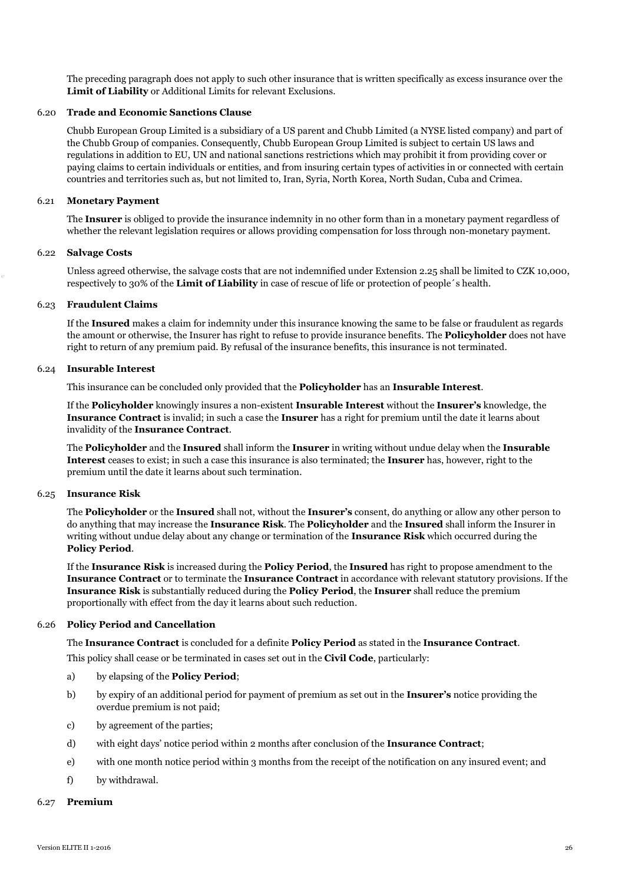The preceding paragraph does not apply to such other insurance that is written specifically as excess insurance over the **Limit of Liability** or Additional Limits for relevant Exclusions.

### 6.20 Trade and Economic Sanctions Clause

Chubb European Group Limited is a subsidiary of a US parent and Chubb Limited (a NYSE listed company) and part of the Chubb Group of companies. Consequently, Chubb European Group Limited is subject to certain US laws and regulations in addition to EU, UN and national sanctions restrictions which may prohibit it from providing cover or paying claims to certain individuals or entities, and from insuring certain types of activities in or connected with certain countries and territories such as, but not limited to, Iran, Syria, North Korea, North Sudan, Cuba and Crimea.

### 6.21 Monetary Payment

The **Insurer** is obliged to provide the insurance indemnity in no other form than in a monetary payment regardless of whether the relevant legislation requires or allows providing compensation for loss through non-monetary payment.

### 6.22 Salvage Costs

Unless agreed otherwise, the salvage costs that are not indemnified under Extension 2.25 shall be limited to CZK 10,000, respectively to 30% of the **Limit of Liability** in case of rescue of life or protection of people´s health.

### 6.23 Fraudulent Claims

If the **Insured** makes a claim for indemnity under this insurance knowing the same to be false or fraudulent as regards the amount or otherwise, the Insurer has right to refuse to provide insurance benefits. The **Policyholder** does not have right to return of any premium paid. By refusal of the insurance benefits, this insurance is not terminated.

### 6.24 Insurable Interest

This insurance can be concluded only provided that the **Policyholder** has an **Insurable Interest**.

If the **Policyholder** knowingly insures a non-existent **Insurable Interest** without the **Insurer's** knowledge, the **Insurance Contract** is invalid; in such a case the **Insurer** has a right for premium until the date it learns about invalidity of the **Insurance Contract**.

The **Policyholder** and the **Insured** shall inform the **Insurer** in writing without undue delay when the **Insurable Interest** ceases to exist; in such a case this insurance is also terminated; the **Insurer** has, however, right to the premium until the date it learns about such termination.

### 6.25 Insurance Risk

The **Policyholder** or the **Insured** shall not, without the **Insurer's** consent, do anything or allow any other person to do anything that may increase the **Insurance Risk**. The **Policyholder** and the **Insured** shall inform the Insurer in writing without undue delay about any change or termination of the **Insurance Risk** which occurred during the **Policy Period**.

If the **Insurance Risk** is increased during the **Policy Period**, the **Insured** has right to propose amendment to the **Insurance Contract** or to terminate the **Insurance Contract** in accordance with relevant statutory provisions. If the **Insurance Risk** is substantially reduced during the **Policy Period**, the **Insurer** shall reduce the premium proportionally with effect from the day it learns about such reduction.

### 6.26 Policy Period and Cancellation

The **Insurance Contract** is concluded for a definite **Policy Period** as stated in the **Insurance Contract**.

This policy shall cease or be terminated in cases set out in the **Civil Code**, particularly:

a) by elapsing of the **Policy Period**;

b) by expiry of an additional period for payment of premium as set out in the **Insurer's** notice providing the overdue premium is not paid;

c) by agreement of the parties;

d) with eight days' notice period within 2 months after conclusion of the **Insurance Contract**;

e) with one month notice period within 3 months from the receipt of the notification on any insured event; and

f) by withdrawal.

### 6.27 Premium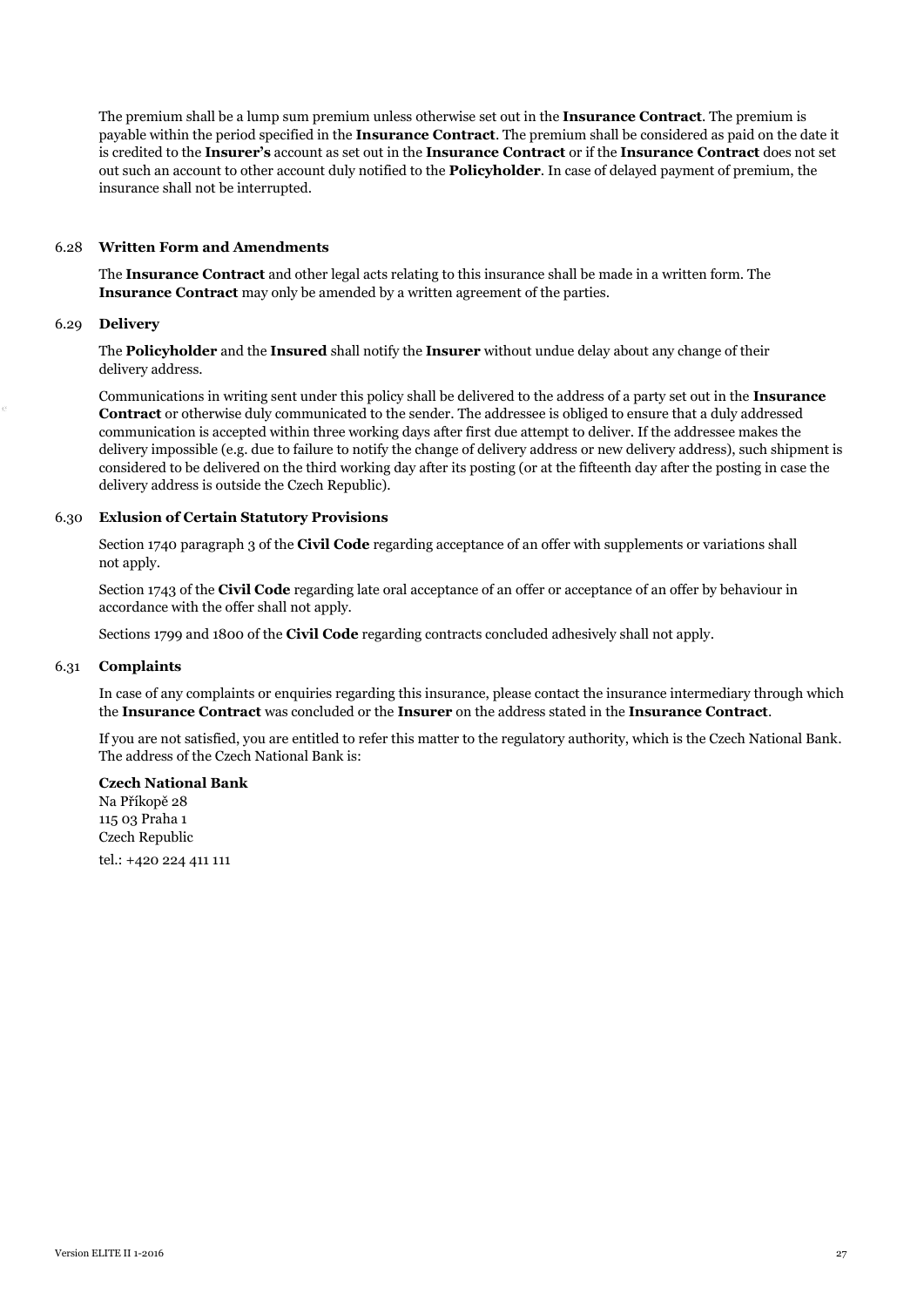The premium shall be a lump sum premium unless otherwise set out in the **Insurance Contract**. The premium is payable within the period specified in the **Insurance Contract**. The premium shall be considered as paid on the date it is credited to the **Insurer's** account as set out in the **Insurance Contract** or if the **Insurance Contract** does not set out such an account to other account duly notified to the **Policyholder**. In case of delayed payment of premium, the insurance shall not be interrupted.

### 6.28 Written Form and Amendments

The **Insurance Contract** and other legal acts relating to this insurance shall be made in a written form. The **Insurance Contract** may only be amended by a written agreement of the parties.

### 6.29 Delivery

The **Policyholder** and the **Insured** shall notify the **Insurer** without undue delay about any change of their delivery address.

Communications in writing sent under this policy shall be delivered to the address of a party set out in the **Insurance Contract** or otherwise duly communicated to the sender. The addressee is obliged to ensure that a duly addressed communication is accepted within three working days after first due attempt to deliver. If the addressee makes the delivery impossible (e.g. due to failure to notify the change of delivery address or new delivery address), such shipment is considered to be delivered on the third working day after its posting (or at the fifteenth day after the posting in case the delivery address is outside the Czech Republic).

### 6.30 Exlusion of Certain Statutory Provisions

Section 1740 paragraph 3 of the **Civil Code** regarding acceptance of an offer with supplements or variations shall not apply.

Section 1743 of the **Civil Code** regarding late oral acceptance of an offer or acceptance of an offer by behaviour in accordance with the offer shall not apply.

Sections 1799 and 1800 of the **Civil Code** regarding contracts concluded adhesively shall not apply.

### 6.31 Complaints

In case of any complaints or enquiries regarding this insurance, please contact the insurance intermediary through which the **Insurance Contract** was concluded or the **Insurer** on the address stated in the **Insurance Contract**.

If you are not satisfied, you are entitled to refer this matter to the regulatory authority, which is the Czech National Bank. The address of the Czech National Bank is:

**Czech National Bank**  
Na Příkopě 28  
115 03 Praha 1  
Czech Republic

tel.: +420 224 411 111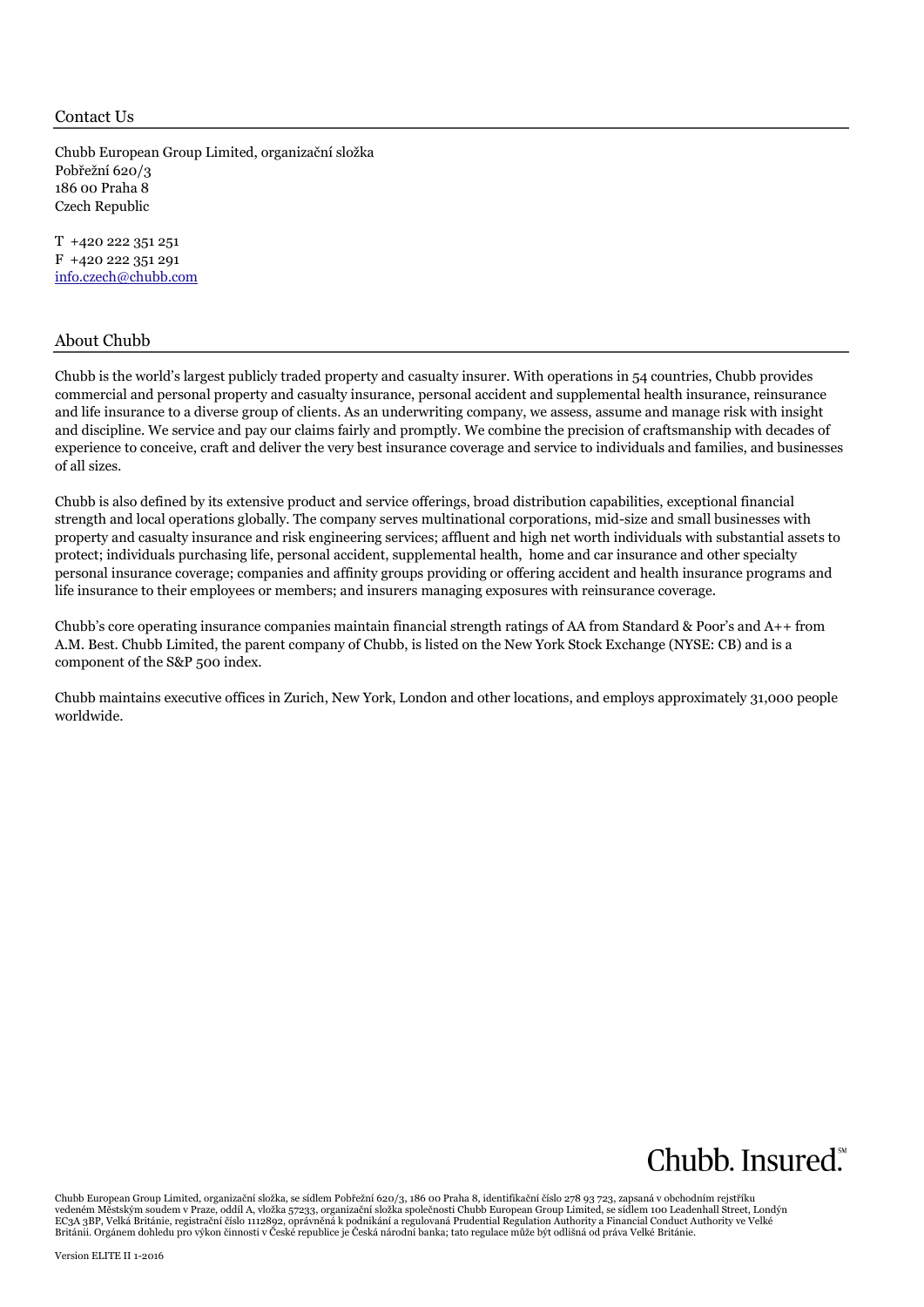## Contact Us

Chubb European Group Limited, organizační složka
Pobřežní 620/3
186 00 Praha 8
Czech Republic

T +420 222 351 251
F +420 222 351 291
info.czech@chubb.com

## About Chubb

Chubb is the world's largest publicly traded property and casualty insurer. With operations in 54 countries, Chubb provides commercial and personal property and casualty insurance, personal accident and supplemental health insurance, reinsurance and life insurance to a diverse group of clients. As an underwriting company, we assess, assume and manage risk with insight and discipline. We service and pay our claims fairly and promptly. We combine the precision of craftsmanship with decades of experience to conceive, craft and deliver the very best insurance coverage and service to individuals and families, and businesses of all sizes.

Chubb is also defined by its extensive product and service offerings, broad distribution capabilities, exceptional financial strength and local operations globally. The company serves multinational corporations, mid-size and small businesses with property and casualty insurance and risk engineering services; affluent and high net worth individuals with substantial assets to protect; individuals purchasing life, personal accident, supplemental health, home and car insurance and other specialty personal insurance coverage; companies and affinity groups providing or offering accident and health insurance programs and life insurance to their employees or members; and insurers managing exposures with reinsurance coverage.

Chubb's core operating insurance companies maintain financial strength ratings of AA from Standard & Poor's and A++ from A.M. Best. Chubb Limited, the parent company of Chubb, is listed on the New York Stock Exchange (NYSE: CB) and is a component of the S&P 500 index.

Chubb maintains executive offices in Zurich, New York, London and other locations, and employs approximately 31,000 people worldwide.

Chubb. Insured.℠

Chubb European Group Limited, organizační složka, se sídlem Pobřežní 620/3, 186 00 Praha 8, identifikační číslo 278 93 723, zapsaná v obchodním rejstříku vedeném Městským soudem v Praze, oddíl A, vložka 57233, organizační složka společnosti Chubb European Group Limited, se sídlem 100 Leadenhall Street, Londýn EC3A 3BP, Velká Británie, registrační číslo 1112892, oprávněná k podnikání a regulovaná Prudential Regulation Authority a Financial Conduct Authority ve Velké Británii. Orgánem dohledu pro výkon činnosti v České republice je Česká národní banka; tato regulace může být odlišná od práva Velké Británie.

Version ELITE II 1-2016